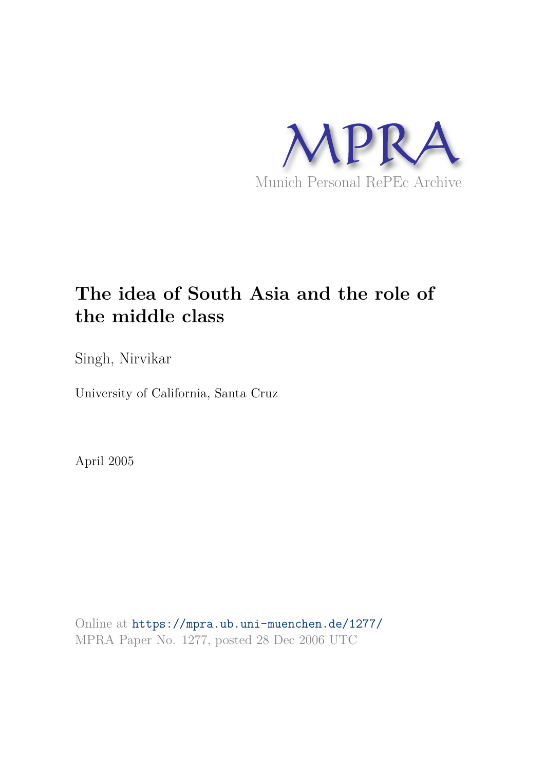MPRA

Munich Personal RePEc Archive

# The idea of South Asia and the role of the middle class

Singh, Nirvikar

University of California, Santa Cruz

April 2005

Online at https://mpra.ub.uni-muenchen.de/1277/
MPRA Paper No. 1277, posted 28 Dec 2006 UTC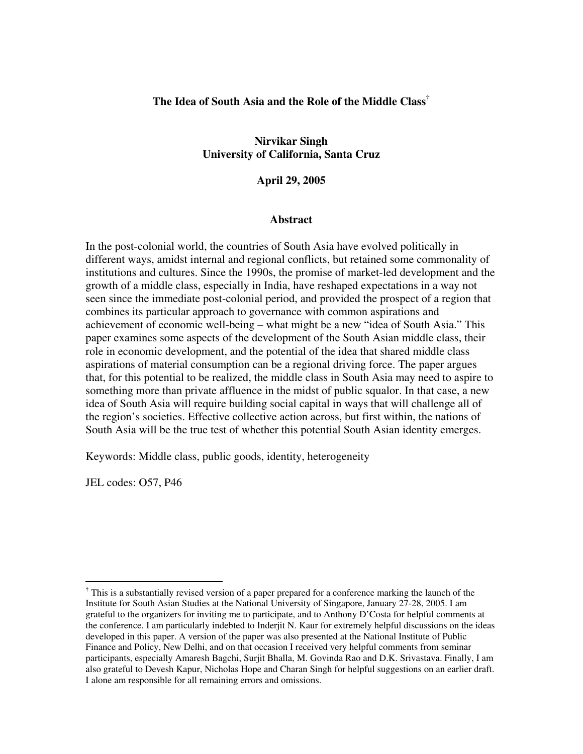# The Idea of South Asia and the Role of the Middle Class[†]

**Nirvikar Singh**
**University of California, Santa Cruz**

**April 29, 2005**

## Abstract

In the post-colonial world, the countries of South Asia have evolved politically in different ways, amidst internal and regional conflicts, but retained some commonality of institutions and cultures. Since the 1990s, the promise of market-led development and the growth of a middle class, especially in India, have reshaped expectations in a way not seen since the immediate post-colonial period, and provided the prospect of a region that combines its particular approach to governance with common aspirations and achievement of economic well-being – what might be a new "idea of South Asia." This paper examines some aspects of the development of the South Asian middle class, their role in economic development, and the potential of the idea that shared middle class aspirations of material consumption can be a regional driving force. The paper argues that, for this potential to be realized, the middle class in South Asia may need to aspire to something more than private affluence in the midst of public squalor. In that case, a new idea of South Asia will require building social capital in ways that will challenge all of the region's societies. Effective collective action across, but first within, the nations of South Asia will be the true test of whether this potential South Asian identity emerges.

Keywords: Middle class, public goods, identity, heterogeneity

JEL codes: O57, P46

---

[†] This is a substantially revised version of a paper prepared for a conference marking the launch of the Institute for South Asian Studies at the National University of Singapore, January 27-28, 2005. I am grateful to the organizers for inviting me to participate, and to Anthony D'Costa for helpful comments at the conference. I am particularly indebted to Inderjit N. Kaur for extremely helpful discussions on the ideas developed in this paper. A version of the paper was also presented at the National Institute of Public Finance and Policy, New Delhi, and on that occasion I received very helpful comments from seminar participants, especially Amaresh Bagchi, Surjit Bhalla, M. Govinda Rao and D.K. Srivastava. Finally, I am also grateful to Devesh Kapur, Nicholas Hope and Charan Singh for helpful suggestions on an earlier draft. I alone am responsible for all remaining errors and omissions.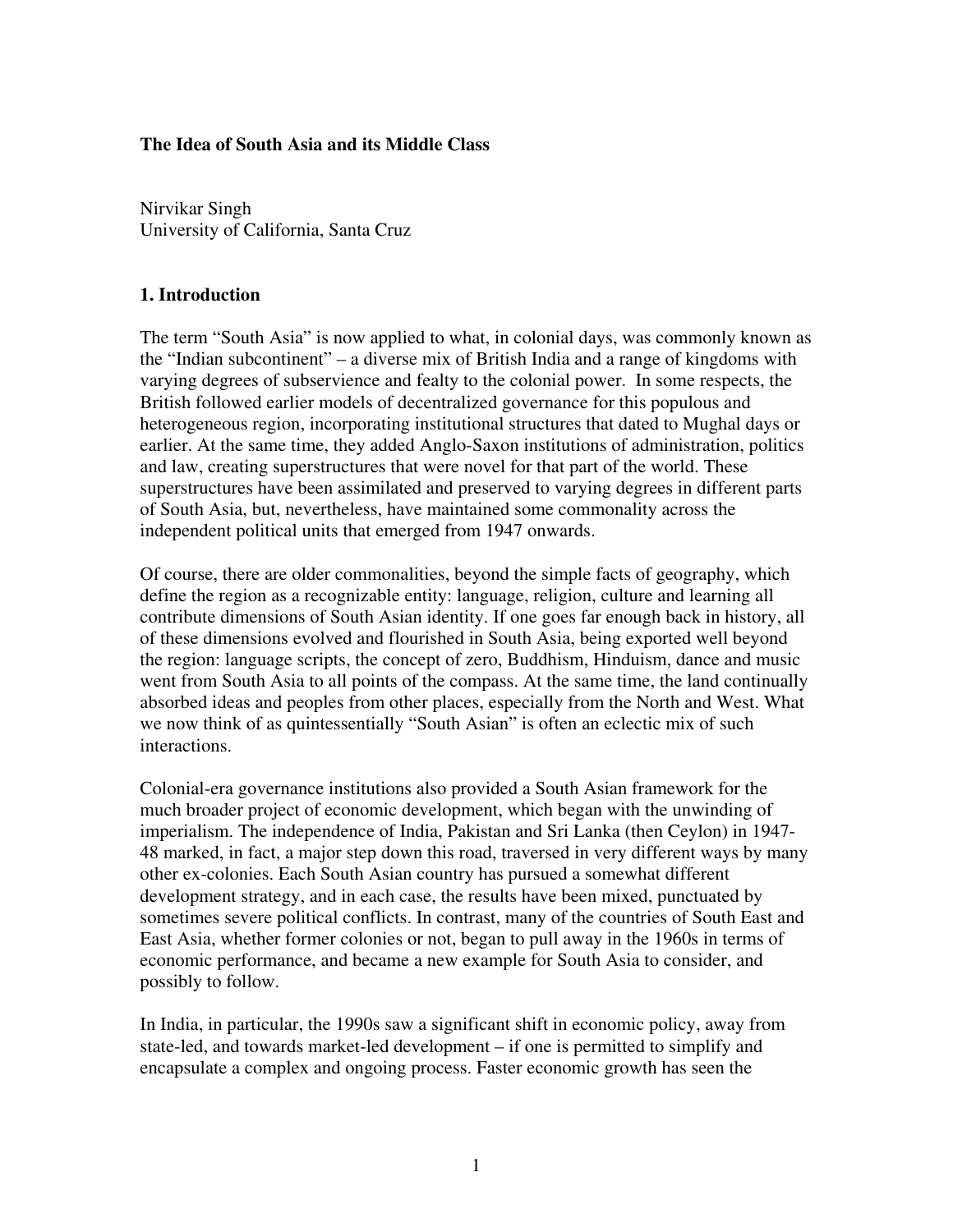**The Idea of South Asia and its Middle Class**

Nirvikar Singh
University of California, Santa Cruz

## 1. Introduction

The term "South Asia" is now applied to what, in colonial days, was commonly known as the "Indian subcontinent" – a diverse mix of British India and a range of kingdoms with varying degrees of subservience and fealty to the colonial power. In some respects, the British followed earlier models of decentralized governance for this populous and heterogeneous region, incorporating institutional structures that dated to Mughal days or earlier. At the same time, they added Anglo-Saxon institutions of administration, politics and law, creating superstructures that were novel for that part of the world. These superstructures have been assimilated and preserved to varying degrees in different parts of South Asia, but, nevertheless, have maintained some commonality across the independent political units that emerged from 1947 onwards.

Of course, there are older commonalities, beyond the simple facts of geography, which define the region as a recognizable entity: language, religion, culture and learning all contribute dimensions of South Asian identity. If one goes far enough back in history, all of these dimensions evolved and flourished in South Asia, being exported well beyond the region: language scripts, the concept of zero, Buddhism, Hinduism, dance and music went from South Asia to all points of the compass. At the same time, the land continually absorbed ideas and peoples from other places, especially from the North and West. What we now think of as quintessentially "South Asian" is often an eclectic mix of such interactions.

Colonial-era governance institutions also provided a South Asian framework for the much broader project of economic development, which began with the unwinding of imperialism. The independence of India, Pakistan and Sri Lanka (then Ceylon) in 1947-48 marked, in fact, a major step down this road, traversed in very different ways by many other ex-colonies. Each South Asian country has pursued a somewhat different development strategy, and in each case, the results have been mixed, punctuated by sometimes severe political conflicts. In contrast, many of the countries of South East and East Asia, whether former colonies or not, began to pull away in the 1960s in terms of economic performance, and became a new example for South Asia to consider, and possibly to follow.

In India, in particular, the 1990s saw a significant shift in economic policy, away from state-led, and towards market-led development – if one is permitted to simplify and encapsulate a complex and ongoing process. Faster economic growth has seen the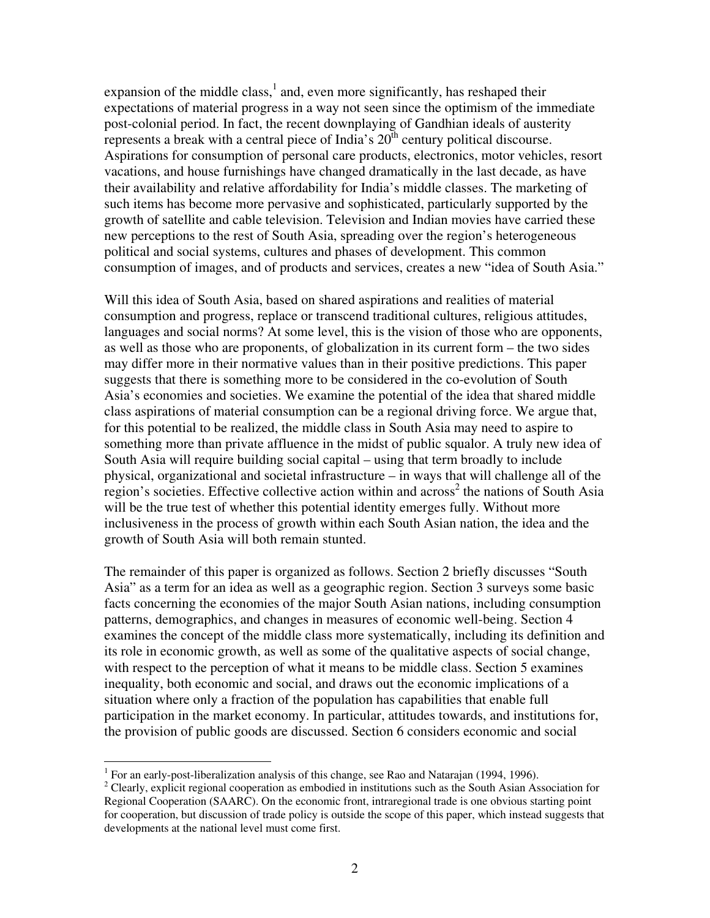expansion of the middle class,[1] and, even more significantly, has reshaped their expectations of material progress in a way not seen since the optimism of the immediate post-colonial period. In fact, the recent downplaying of Gandhian ideals of austerity represents a break with a central piece of India's $20^{th}$ century political discourse. Aspirations for consumption of personal care products, electronics, motor vehicles, resort vacations, and house furnishings have changed dramatically in the last decade, as have their availability and relative affordability for India's middle classes. The marketing of such items has become more pervasive and sophisticated, particularly supported by the growth of satellite and cable television. Television and Indian movies have carried these new perceptions to the rest of South Asia, spreading over the region's heterogeneous political and social systems, cultures and phases of development. This common consumption of images, and of products and services, creates a new "idea of South Asia."

Will this idea of South Asia, based on shared aspirations and realities of material consumption and progress, replace or transcend traditional cultures, religious attitudes, languages and social norms? At some level, this is the vision of those who are opponents, as well as those who are proponents, of globalization in its current form – the two sides may differ more in their normative values than in their positive predictions. This paper suggests that there is something more to be considered in the co-evolution of South Asia's economies and societies. We examine the potential of the idea that shared middle class aspirations of material consumption can be a regional driving force. We argue that, for this potential to be realized, the middle class in South Asia may need to aspire to something more than private affluence in the midst of public squalor. A truly new idea of South Asia will require building social capital – using that term broadly to include physical, organizational and societal infrastructure – in ways that will challenge all of the region's societies. Effective collective action within and across[2] the nations of South Asia will be the true test of whether this potential identity emerges fully. Without more inclusiveness in the process of growth within each South Asian nation, the idea and the growth of South Asia will both remain stunted.

The remainder of this paper is organized as follows. Section 2 briefly discusses "South Asia" as a term for an idea as well as a geographic region. Section 3 surveys some basic facts concerning the economies of the major South Asian nations, including consumption patterns, demographics, and changes in measures of economic well-being. Section 4 examines the concept of the middle class more systematically, including its definition and its role in economic growth, as well as some of the qualitative aspects of social change, with respect to the perception of what it means to be middle class. Section 5 examines inequality, both economic and social, and draws out the economic implications of a situation where only a fraction of the population has capabilities that enable full participation in the market economy. In particular, attitudes towards, and institutions for, the provision of public goods are discussed. Section 6 considers economic and social

[1] For an early-post-liberalization analysis of this change, see Rao and Natarajan (1994, 1996).

[2] Clearly, explicit regional cooperation as embodied in institutions such as the South Asian Association for Regional Cooperation (SAARC). On the economic front, intraregional trade is one obvious starting point for cooperation, but discussion of trade policy is outside the scope of this paper, which instead suggests that developments at the national level must come first.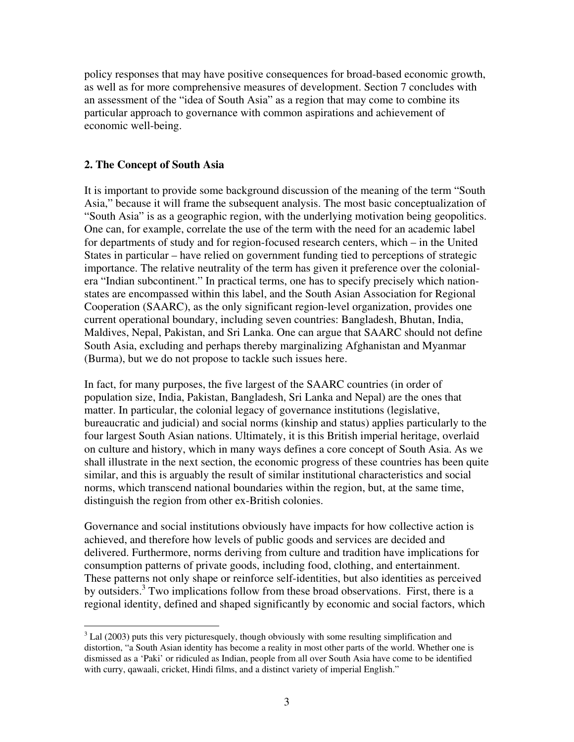policy responses that may have positive consequences for broad-based economic growth, as well as for more comprehensive measures of development. Section 7 concludes with an assessment of the "idea of South Asia" as a region that may come to combine its particular approach to governance with common aspirations and achievement of economic well-being.

## 2. The Concept of South Asia

It is important to provide some background discussion of the meaning of the term "South Asia," because it will frame the subsequent analysis. The most basic conceptualization of "South Asia" is as a geographic region, with the underlying motivation being geopolitics. One can, for example, correlate the use of the term with the need for an academic label for departments of study and for region-focused research centers, which – in the United States in particular – have relied on government funding tied to perceptions of strategic importance. The relative neutrality of the term has given it preference over the colonial-era "Indian subcontinent." In practical terms, one has to specify precisely which nation-states are encompassed within this label, and the South Asian Association for Regional Cooperation (SAARC), as the only significant region-level organization, provides one current operational boundary, including seven countries: Bangladesh, Bhutan, India, Maldives, Nepal, Pakistan, and Sri Lanka. One can argue that SAARC should not define South Asia, excluding and perhaps thereby marginalizing Afghanistan and Myanmar (Burma), but we do not propose to tackle such issues here.

In fact, for many purposes, the five largest of the SAARC countries (in order of population size, India, Pakistan, Bangladesh, Sri Lanka and Nepal) are the ones that matter. In particular, the colonial legacy of governance institutions (legislative, bureaucratic and judicial) and social norms (kinship and status) applies particularly to the four largest South Asian nations. Ultimately, it is this British imperial heritage, overlaid on culture and history, which in many ways defines a core concept of South Asia. As we shall illustrate in the next section, the economic progress of these countries has been quite similar, and this is arguably the result of similar institutional characteristics and social norms, which transcend national boundaries within the region, but, at the same time, distinguish the region from other ex-British colonies.

Governance and social institutions obviously have impacts for how collective action is achieved, and therefore how levels of public goods and services are decided and delivered. Furthermore, norms deriving from culture and tradition have implications for consumption patterns of private goods, including food, clothing, and entertainment. These patterns not only shape or reinforce self-identities, but also identities as perceived by outsiders.[3] Two implications follow from these broad observations. First, there is a regional identity, defined and shaped significantly by economic and social factors, which

[3] Lal (2003) puts this very picturesquely, though obviously with some resulting simplification and distortion, "a South Asian identity has become a reality in most other parts of the world. Whether one is dismissed as a 'Paki' or ridiculed as Indian, people from all over South Asia have come to be identified with curry, qawaali, cricket, Hindi films, and a distinct variety of imperial English."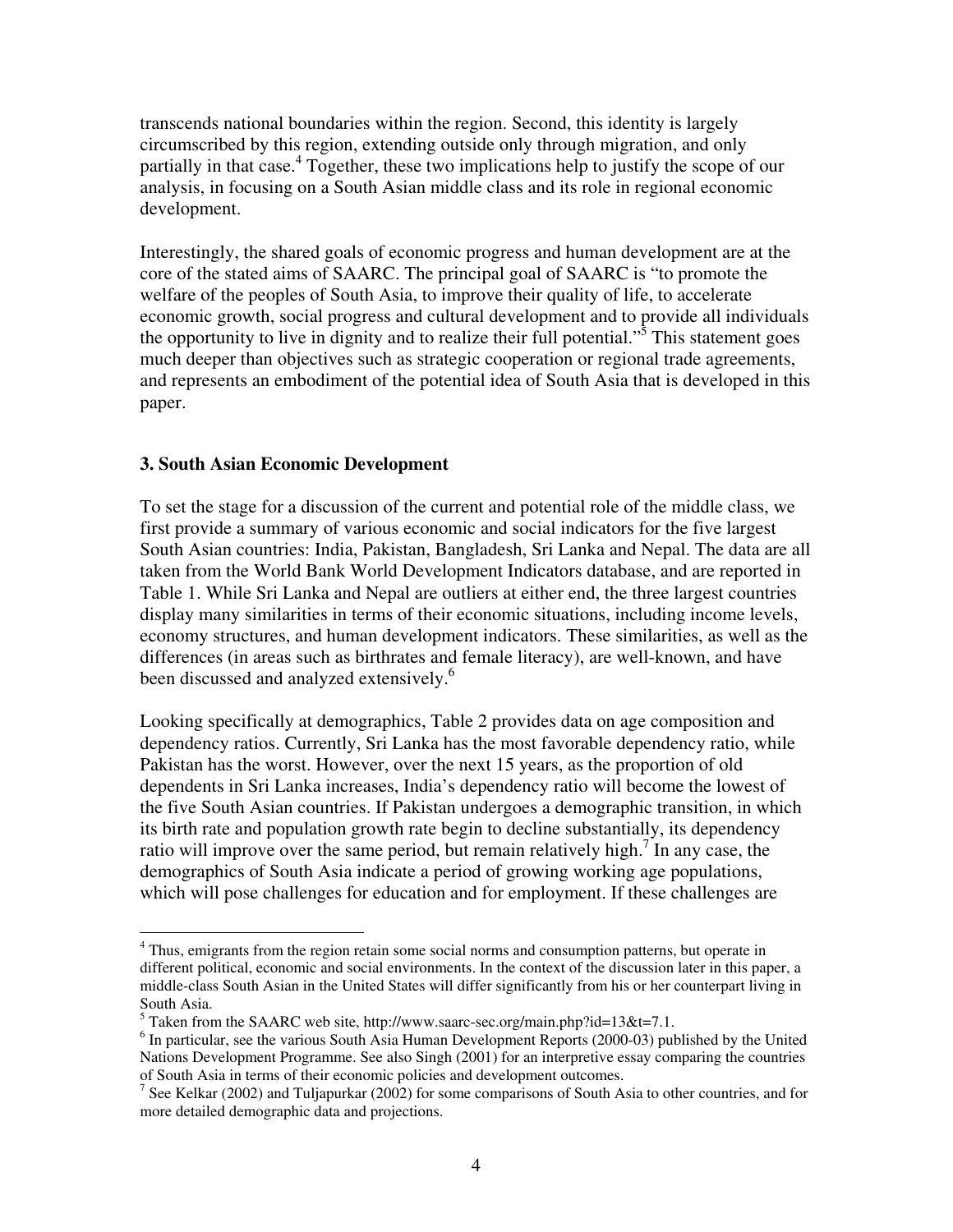transcends national boundaries within the region. Second, this identity is largely circumscribed by this region, extending outside only through migration, and only partially in that case.[4] Together, these two implications help to justify the scope of our analysis, in focusing on a South Asian middle class and its role in regional economic development.

Interestingly, the shared goals of economic progress and human development are at the core of the stated aims of SAARC. The principal goal of SAARC is "to promote the welfare of the peoples of South Asia, to improve their quality of life, to accelerate economic growth, social progress and cultural development and to provide all individuals the opportunity to live in dignity and to realize their full potential."[5] This statement goes much deeper than objectives such as strategic cooperation or regional trade agreements, and represents an embodiment of the potential idea of South Asia that is developed in this paper.

### 3. South Asian Economic Development

To set the stage for a discussion of the current and potential role of the middle class, we first provide a summary of various economic and social indicators for the five largest South Asian countries: India, Pakistan, Bangladesh, Sri Lanka and Nepal. The data are all taken from the World Bank World Development Indicators database, and are reported in Table 1. While Sri Lanka and Nepal are outliers at either end, the three largest countries display many similarities in terms of their economic situations, including income levels, economy structures, and human development indicators. These similarities, as well as the differences (in areas such as birthrates and female literacy), are well-known, and have been discussed and analyzed extensively.[6]

Looking specifically at demographics, Table 2 provides data on age composition and dependency ratios. Currently, Sri Lanka has the most favorable dependency ratio, while Pakistan has the worst. However, over the next 15 years, as the proportion of old dependents in Sri Lanka increases, India's dependency ratio will become the lowest of the five South Asian countries. If Pakistan undergoes a demographic transition, in which its birth rate and population growth rate begin to decline substantially, its dependency ratio will improve over the same period, but remain relatively high.[7] In any case, the demographics of South Asia indicate a period of growing working age populations, which will pose challenges for education and for employment. If these challenges are

---

[4] Thus, emigrants from the region retain some social norms and consumption patterns, but operate in different political, economic and social environments. In the context of the discussion later in this paper, a middle-class South Asian in the United States will differ significantly from his or her counterpart living in South Asia.

[5] Taken from the SAARC web site, http://www.saarc-sec.org/main.php?id=13&t=7.1.

[6] In particular, see the various South Asia Human Development Reports (2000-03) published by the United Nations Development Programme. See also Singh (2001) for an interpretive essay comparing the countries of South Asia in terms of their economic policies and development outcomes.

[7] See Kelkar (2002) and Tuljapurkar (2002) for some comparisons of South Asia to other countries, and for more detailed demographic data and projections.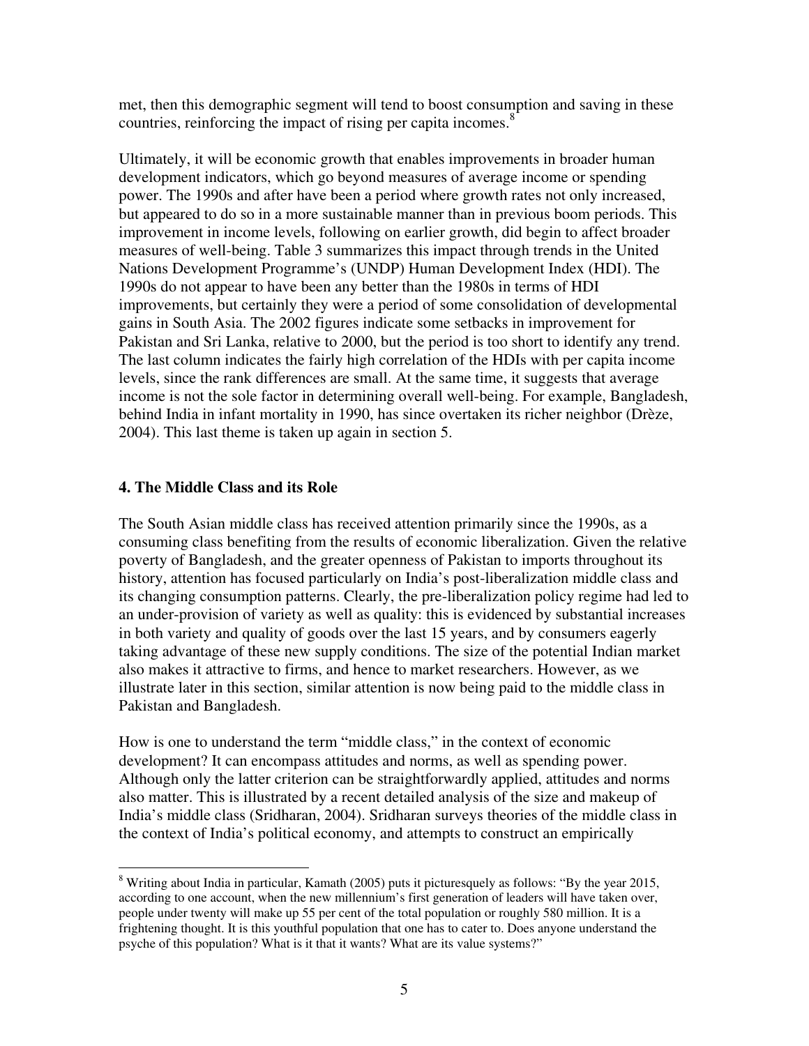met, then this demographic segment will tend to boost consumption and saving in these countries, reinforcing the impact of rising per capita incomes.[8]

Ultimately, it will be economic growth that enables improvements in broader human development indicators, which go beyond measures of average income or spending power. The 1990s and after have been a period where growth rates not only increased, but appeared to do so in a more sustainable manner than in previous boom periods. This improvement in income levels, following on earlier growth, did begin to affect broader measures of well-being. Table 3 summarizes this impact through trends in the United Nations Development Programme's (UNDP) Human Development Index (HDI). The 1990s do not appear to have been any better than the 1980s in terms of HDI improvements, but certainly they were a period of some consolidation of developmental gains in South Asia. The 2002 figures indicate some setbacks in improvement for Pakistan and Sri Lanka, relative to 2000, but the period is too short to identify any trend. The last column indicates the fairly high correlation of the HDIs with per capita income levels, since the rank differences are small. At the same time, it suggests that average income is not the sole factor in determining overall well-being. For example, Bangladesh, behind India in infant mortality in 1990, has since overtaken its richer neighbor (Drèze, 2004). This last theme is taken up again in section 5.

## 4. The Middle Class and its Role

The South Asian middle class has received attention primarily since the 1990s, as a consuming class benefiting from the results of economic liberalization. Given the relative poverty of Bangladesh, and the greater openness of Pakistan to imports throughout its history, attention has focused particularly on India's post-liberalization middle class and its changing consumption patterns. Clearly, the pre-liberalization policy regime had led to an under-provision of variety as well as quality: this is evidenced by substantial increases in both variety and quality of goods over the last 15 years, and by consumers eagerly taking advantage of these new supply conditions. The size of the potential Indian market also makes it attractive to firms, and hence to market researchers. However, as we illustrate later in this section, similar attention is now being paid to the middle class in Pakistan and Bangladesh.

How is one to understand the term "middle class," in the context of economic development? It can encompass attitudes and norms, as well as spending power. Although only the latter criterion can be straightforwardly applied, attitudes and norms also matter. This is illustrated by a recent detailed analysis of the size and makeup of India's middle class (Sridharan, 2004). Sridharan surveys theories of the middle class in the context of India's political economy, and attempts to construct an empirically

[8] Writing about India in particular, Kamath (2005) puts it picturesquely as follows: "By the year 2015, according to one account, when the new millennium's first generation of leaders will have taken over, people under twenty will make up 55 per cent of the total population or roughly 580 million. It is a frightening thought. It is this youthful population that one has to cater to. Does anyone understand the psyche of this population? What is it that it wants? What are its value systems?"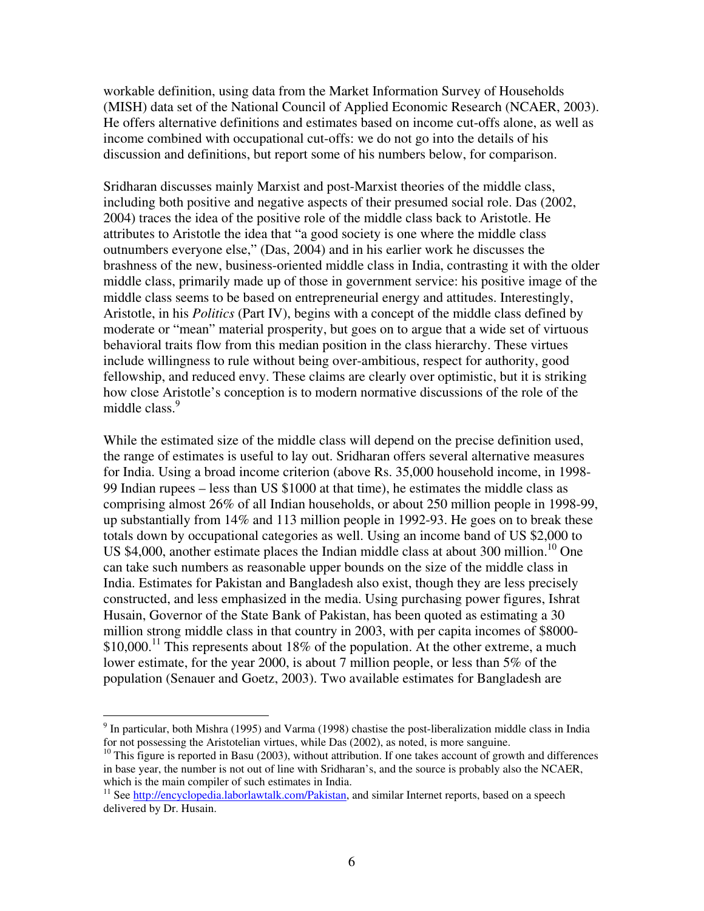workable definition, using data from the Market Information Survey of Households (MISH) data set of the National Council of Applied Economic Research (NCAER, 2003). He offers alternative definitions and estimates based on income cut-offs alone, as well as income combined with occupational cut-offs: we do not go into the details of his discussion and definitions, but report some of his numbers below, for comparison.

Sridharan discusses mainly Marxist and post-Marxist theories of the middle class, including both positive and negative aspects of their presumed social role. Das (2002, 2004) traces the idea of the positive role of the middle class back to Aristotle. He attributes to Aristotle the idea that "a good society is one where the middle class outnumbers everyone else," (Das, 2004) and in his earlier work he discusses the brashness of the new, business-oriented middle class in India, contrasting it with the older middle class, primarily made up of those in government service: his positive image of the middle class seems to be based on entrepreneurial energy and attitudes. Interestingly, Aristotle, in his *Politics* (Part IV), begins with a concept of the middle class defined by moderate or "mean" material prosperity, but goes on to argue that a wide set of virtuous behavioral traits flow from this median position in the class hierarchy. These virtues include willingness to rule without being over-ambitious, respect for authority, good fellowship, and reduced envy. These claims are clearly over optimistic, but it is striking how close Aristotle's conception is to modern normative discussions of the role of the middle class.[9]

While the estimated size of the middle class will depend on the precise definition used, the range of estimates is useful to lay out. Sridharan offers several alternative measures for India. Using a broad income criterion (above Rs. 35,000 household income, in 1998-99 Indian rupees – less than US $1000 at that time), he estimates the middle class as comprising almost 26% of all Indian households, or about 250 million people in 1998-99, up substantially from 14% and 113 million people in 1992-93. He goes on to break these totals down by occupational categories as well. Using an income band of US $2,000 to US $4,000, another estimate places the Indian middle class at about 300 million.[10] One can take such numbers as reasonable upper bounds on the size of the middle class in India. Estimates for Pakistan and Bangladesh also exist, though they are less precisely constructed, and less emphasized in the media. Using purchasing power figures, Ishrat Husain, Governor of the State Bank of Pakistan, has been quoted as estimating a 30 million strong middle class in that country in 2003, with per capita incomes of $8000-$10,000.[11] This represents about 18% of the population. At the other extreme, a much lower estimate, for the year 2000, is about 7 million people, or less than 5% of the population (Senauer and Goetz, 2003). Two available estimates for Bangladesh are

---

[9] In particular, both Mishra (1995) and Varma (1998) chastise the post-liberalization middle class in India for not possessing the Aristotelian virtues, while Das (2002), as noted, is more sanguine.

[10] This figure is reported in Basu (2003), without attribution. If one takes account of growth and differences in base year, the number is not out of line with Sridharan's, and the source is probably also the NCAER, which is the main compiler of such estimates in India.

[11] See http://encyclopedia.laborlawtalk.com/Pakistan, and similar Internet reports, based on a speech delivered by Dr. Husain.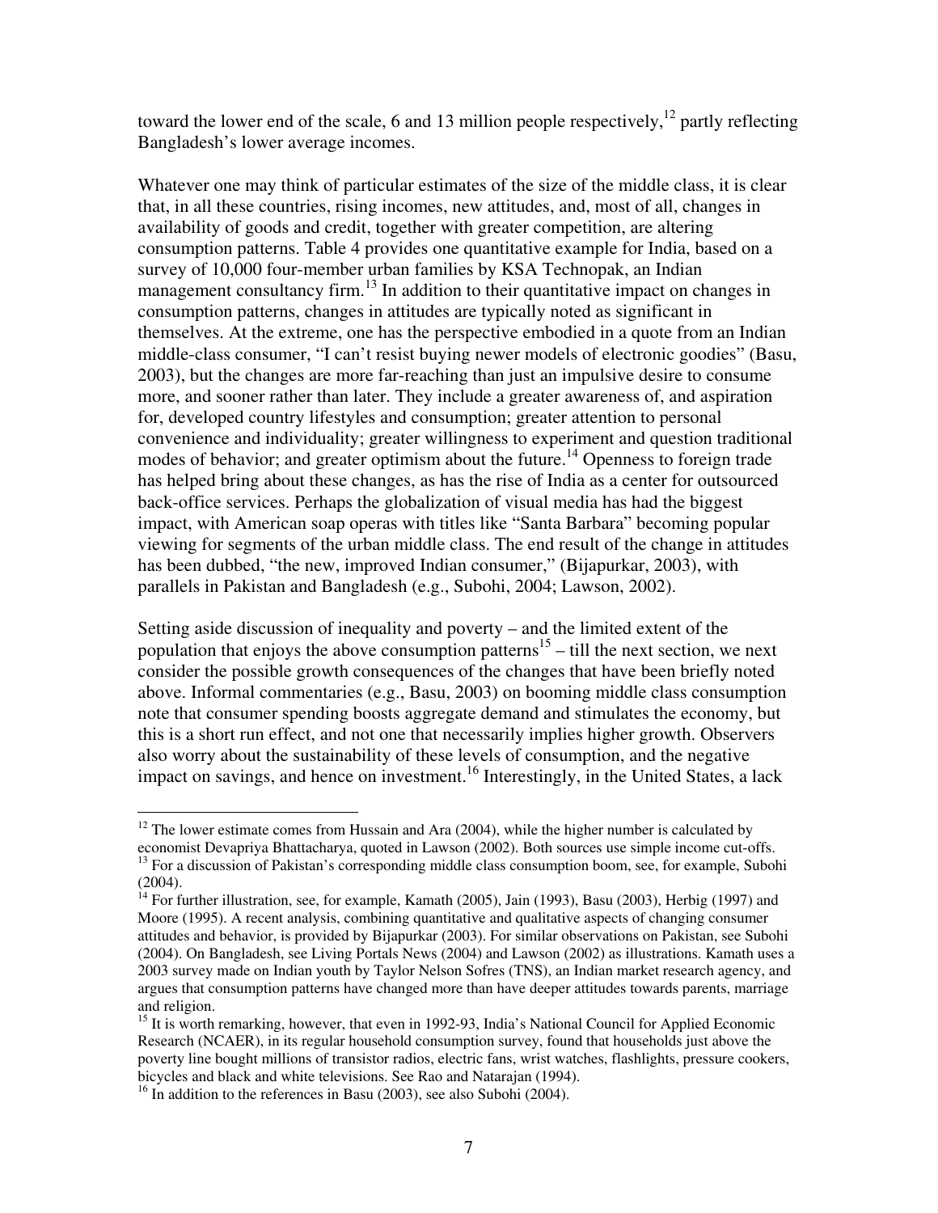toward the lower end of the scale, 6 and 13 million people respectively,[12] partly reflecting Bangladesh's lower average incomes.

Whatever one may think of particular estimates of the size of the middle class, it is clear that, in all these countries, rising incomes, new attitudes, and, most of all, changes in availability of goods and credit, together with greater competition, are altering consumption patterns. Table 4 provides one quantitative example for India, based on a survey of 10,000 four-member urban families by KSA Technopak, an Indian management consultancy firm.[13] In addition to their quantitative impact on changes in consumption patterns, changes in attitudes are typically noted as significant in themselves. At the extreme, one has the perspective embodied in a quote from an Indian middle-class consumer, "I can't resist buying newer models of electronic goodies" (Basu, 2003), but the changes are more far-reaching than just an impulsive desire to consume more, and sooner rather than later. They include a greater awareness of, and aspiration for, developed country lifestyles and consumption; greater attention to personal convenience and individuality; greater willingness to experiment and question traditional modes of behavior; and greater optimism about the future.[14] Openness to foreign trade has helped bring about these changes, as has the rise of India as a center for outsourced back-office services. Perhaps the globalization of visual media has had the biggest impact, with American soap operas with titles like "Santa Barbara" becoming popular viewing for segments of the urban middle class. The end result of the change in attitudes has been dubbed, "the new, improved Indian consumer," (Bijapurkar, 2003), with parallels in Pakistan and Bangladesh (e.g., Subohi, 2004; Lawson, 2002).

Setting aside discussion of inequality and poverty – and the limited extent of the population that enjoys the above consumption patterns[15] – till the next section, we next consider the possible growth consequences of the changes that have been briefly noted above. Informal commentaries (e.g., Basu, 2003) on booming middle class consumption note that consumer spending boosts aggregate demand and stimulates the economy, but this is a short run effect, and not one that necessarily implies higher growth. Observers also worry about the sustainability of these levels of consumption, and the negative impact on savings, and hence on investment.[16] Interestingly, in the United States, a lack

---

[12] The lower estimate comes from Hussain and Ara (2004), while the higher number is calculated by economist Devapriya Bhattacharya, quoted in Lawson (2002). Both sources use simple income cut-offs.

[13] For a discussion of Pakistan's corresponding middle class consumption boom, see, for example, Subohi (2004).

[14] For further illustration, see, for example, Kamath (2005), Jain (1993), Basu (2003), Herbig (1997) and Moore (1995). A recent analysis, combining quantitative and qualitative aspects of changing consumer attitudes and behavior, is provided by Bijapurkar (2003). For similar observations on Pakistan, see Subohi (2004). On Bangladesh, see Living Portals News (2004) and Lawson (2002) as illustrations. Kamath uses a 2003 survey made on Indian youth by Taylor Nelson Sofres (TNS), an Indian market research agency, and argues that consumption patterns have changed more than have deeper attitudes towards parents, marriage and religion.

[15] It is worth remarking, however, that even in 1992-93, India's National Council for Applied Economic Research (NCAER), in its regular household consumption survey, found that households just above the poverty line bought millions of transistor radios, electric fans, wrist watches, flashlights, pressure cookers, bicycles and black and white televisions. See Rao and Natarajan (1994).

[16] In addition to the references in Basu (2003), see also Subohi (2004).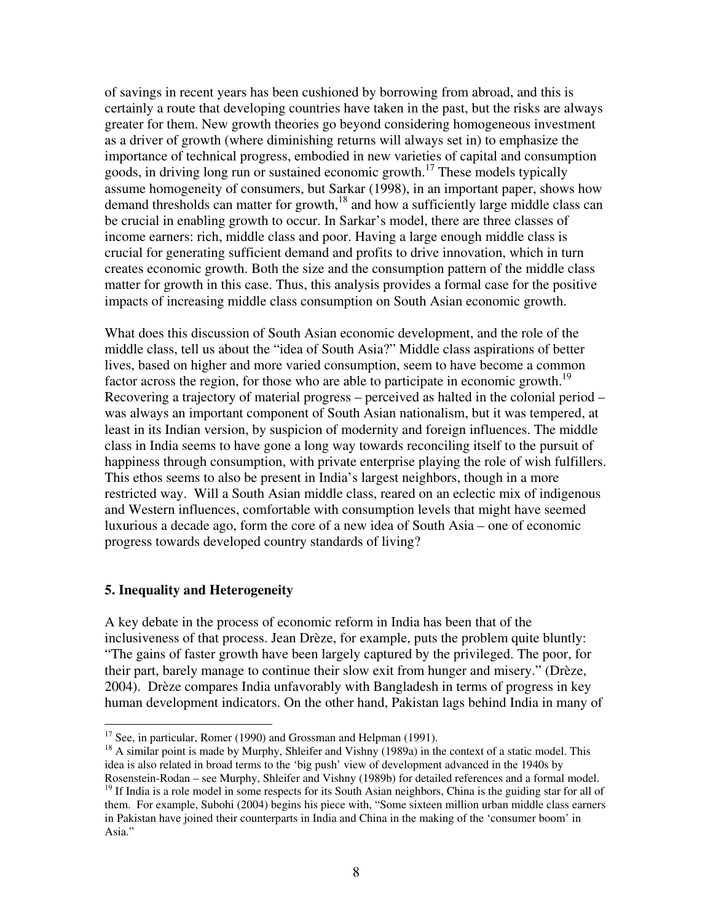of savings in recent years has been cushioned by borrowing from abroad, and this is certainly a route that developing countries have taken in the past, but the risks are always greater for them. New growth theories go beyond considering homogeneous investment as a driver of growth (where diminishing returns will always set in) to emphasize the importance of technical progress, embodied in new varieties of capital and consumption goods, in driving long run or sustained economic growth.[17] These models typically assume homogeneity of consumers, but Sarkar (1998), in an important paper, shows how demand thresholds can matter for growth,[18] and how a sufficiently large middle class can be crucial in enabling growth to occur. In Sarkar's model, there are three classes of income earners: rich, middle class and poor. Having a large enough middle class is crucial for generating sufficient demand and profits to drive innovation, which in turn creates economic growth. Both the size and the consumption pattern of the middle class matter for growth in this case. Thus, this analysis provides a formal case for the positive impacts of increasing middle class consumption on South Asian economic growth.

What does this discussion of South Asian economic development, and the role of the middle class, tell us about the "idea of South Asia?" Middle class aspirations of better lives, based on higher and more varied consumption, seem to have become a common factor across the region, for those who are able to participate in economic growth.[19] Recovering a trajectory of material progress – perceived as halted in the colonial period – was always an important component of South Asian nationalism, but it was tempered, at least in its Indian version, by suspicion of modernity and foreign influences. The middle class in India seems to have gone a long way towards reconciling itself to the pursuit of happiness through consumption, with private enterprise playing the role of wish fulfillers. This ethos seems to also be present in India's largest neighbors, though in a more restricted way. Will a South Asian middle class, reared on an eclectic mix of indigenous and Western influences, comfortable with consumption levels that might have seemed luxurious a decade ago, form the core of a new idea of South Asia – one of economic progress towards developed country standards of living?

## 5. Inequality and Heterogeneity

A key debate in the process of economic reform in India has been that of the inclusiveness of that process. Jean Drèze, for example, puts the problem quite bluntly: "The gains of faster growth have been largely captured by the privileged. The poor, for their part, barely manage to continue their slow exit from hunger and misery." (Drèze, 2004). Drèze compares India unfavorably with Bangladesh in terms of progress in key human development indicators. On the other hand, Pakistan lags behind India in many of

---

[17] See, in particular, Romer (1990) and Grossman and Helpman (1991).

[18] A similar point is made by Murphy, Shleifer and Vishny (1989a) in the context of a static model. This idea is also related in broad terms to the 'big push' view of development advanced in the 1940s by Rosenstein-Rodan – see Murphy, Shleifer and Vishny (1989b) for detailed references and a formal model.

[19] If India is a role model in some respects for its South Asian neighbors, China is the guiding star for all of them. For example, Subohi (2004) begins his piece with, "Some sixteen million urban middle class earners in Pakistan have joined their counterparts in India and China in the making of the 'consumer boom' in Asia."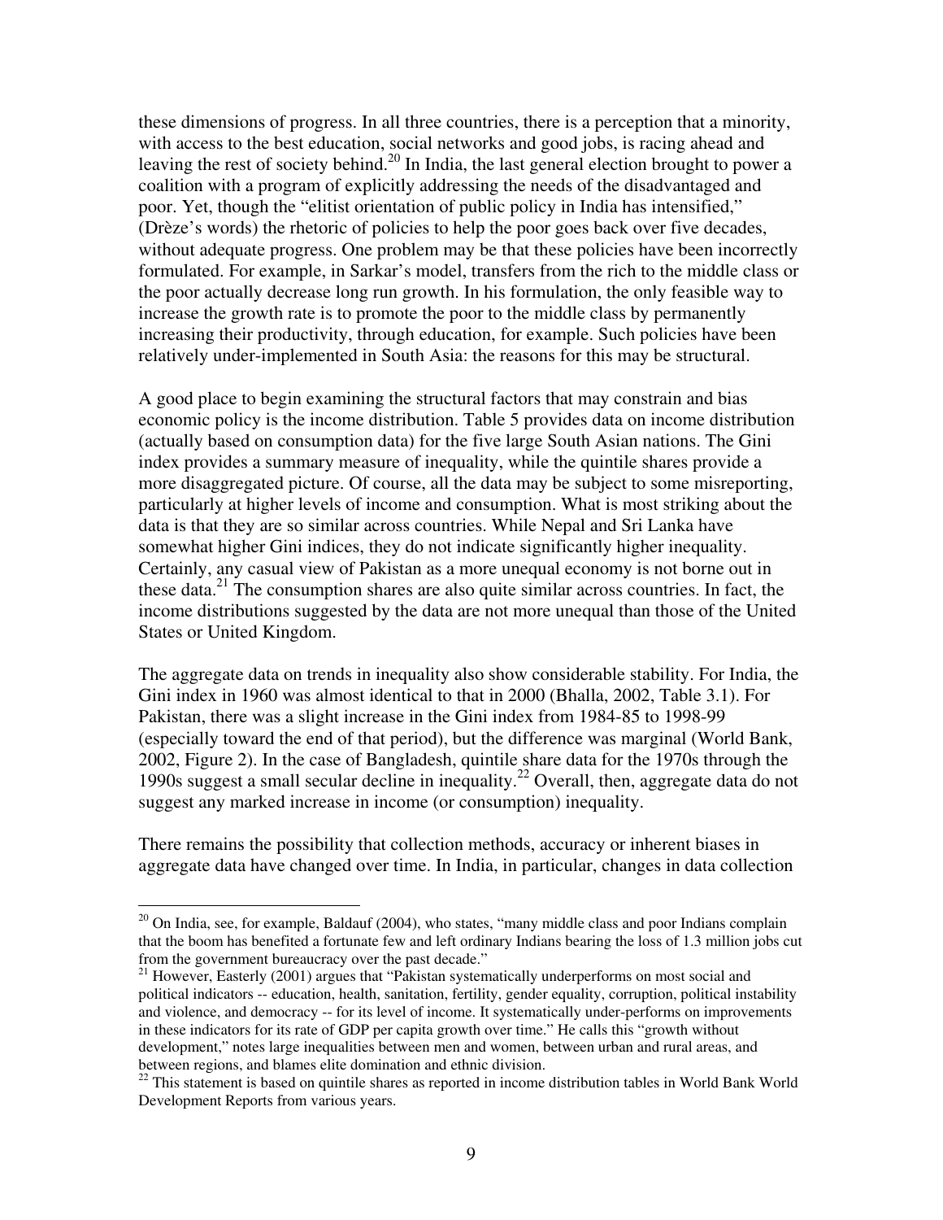these dimensions of progress. In all three countries, there is a perception that a minority, with access to the best education, social networks and good jobs, is racing ahead and leaving the rest of society behind.[20] In India, the last general election brought to power a coalition with a program of explicitly addressing the needs of the disadvantaged and poor. Yet, though the "elitist orientation of public policy in India has intensified," (Drèze's words) the rhetoric of policies to help the poor goes back over five decades, without adequate progress. One problem may be that these policies have been incorrectly formulated. For example, in Sarkar's model, transfers from the rich to the middle class or the poor actually decrease long run growth. In his formulation, the only feasible way to increase the growth rate is to promote the poor to the middle class by permanently increasing their productivity, through education, for example. Such policies have been relatively under-implemented in South Asia: the reasons for this may be structural.

A good place to begin examining the structural factors that may constrain and bias economic policy is the income distribution. Table 5 provides data on income distribution (actually based on consumption data) for the five large South Asian nations. The Gini index provides a summary measure of inequality, while the quintile shares provide a more disaggregated picture. Of course, all the data may be subject to some misreporting, particularly at higher levels of income and consumption. What is most striking about the data is that they are so similar across countries. While Nepal and Sri Lanka have somewhat higher Gini indices, they do not indicate significantly higher inequality. Certainly, any casual view of Pakistan as a more unequal economy is not borne out in these data.[21] The consumption shares are also quite similar across countries. In fact, the income distributions suggested by the data are not more unequal than those of the United States or United Kingdom.

The aggregate data on trends in inequality also show considerable stability. For India, the Gini index in 1960 was almost identical to that in 2000 (Bhalla, 2002, Table 3.1). For Pakistan, there was a slight increase in the Gini index from 1984-85 to 1998-99 (especially toward the end of that period), but the difference was marginal (World Bank, 2002, Figure 2). In the case of Bangladesh, quintile share data for the 1970s through the 1990s suggest a small secular decline in inequality.[22] Overall, then, aggregate data do not suggest any marked increase in income (or consumption) inequality.

There remains the possibility that collection methods, accuracy or inherent biases in aggregate data have changed over time. In India, in particular, changes in data collection

---

[20] On India, see, for example, Baldauf (2004), who states, "many middle class and poor Indians complain that the boom has benefited a fortunate few and left ordinary Indians bearing the loss of 1.3 million jobs cut from the government bureaucracy over the past decade."

[21] However, Easterly (2001) argues that "Pakistan systematically underperforms on most social and political indicators -- education, health, sanitation, fertility, gender equality, corruption, political instability and violence, and democracy -- for its level of income. It systematically under-performs on improvements in these indicators for its rate of GDP per capita growth over time." He calls this "growth without development," notes large inequalities between men and women, between urban and rural areas, and between regions, and blames elite domination and ethnic division.

[22] This statement is based on quintile shares as reported in income distribution tables in World Bank World Development Reports from various years.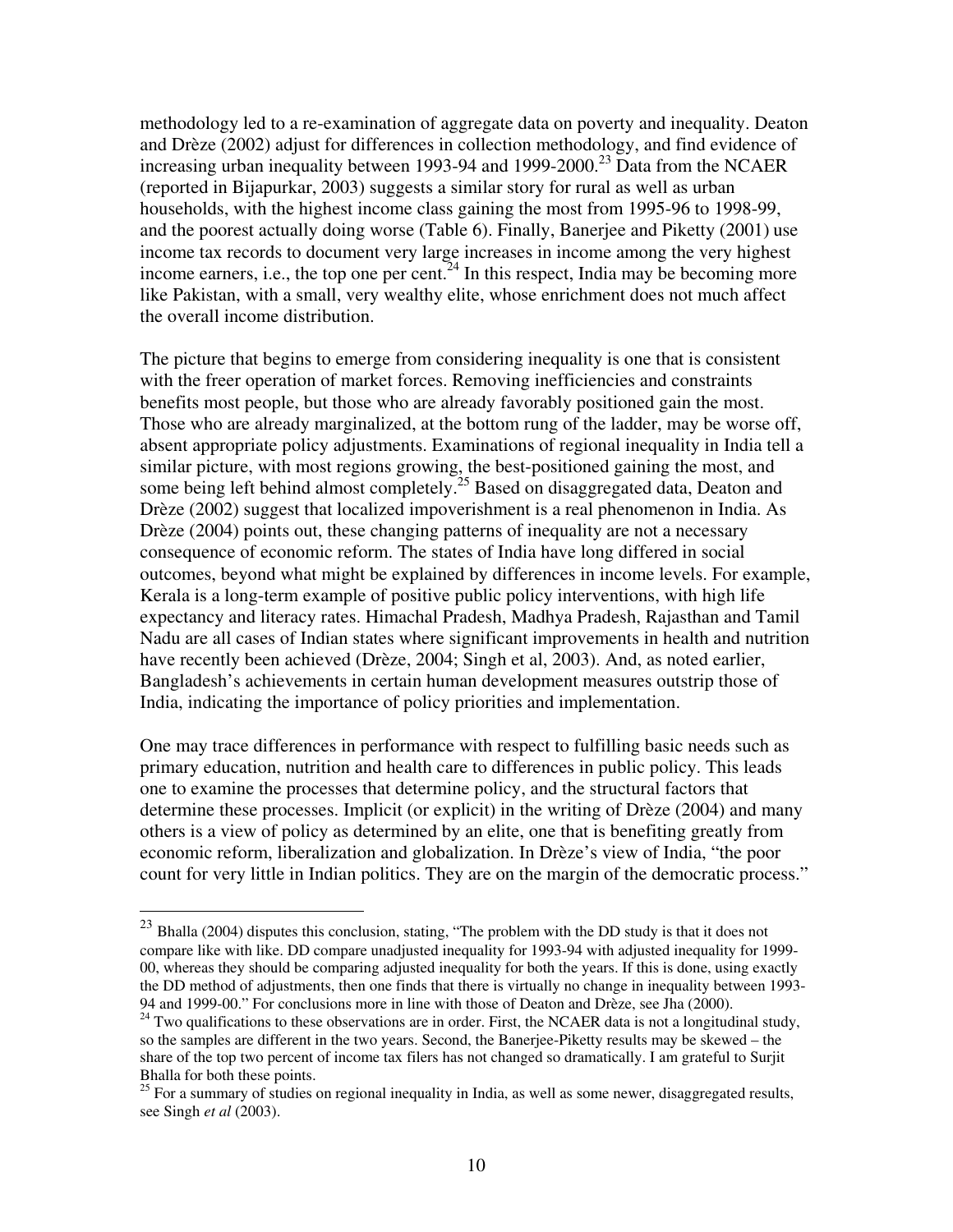methodology led to a re-examination of aggregate data on poverty and inequality. Deaton and Drèze (2002) adjust for differences in collection methodology, and find evidence of increasing urban inequality between 1993-94 and 1999-2000.[23] Data from the NCAER (reported in Bijapurkar, 2003) suggests a similar story for rural as well as urban households, with the highest income class gaining the most from 1995-96 to 1998-99, and the poorest actually doing worse (Table 6). Finally, Banerjee and Piketty (2001) use income tax records to document very large increases in income among the very highest income earners, i.e., the top one per cent.[24] In this respect, India may be becoming more like Pakistan, with a small, very wealthy elite, whose enrichment does not much affect the overall income distribution.

The picture that begins to emerge from considering inequality is one that is consistent with the freer operation of market forces. Removing inefficiencies and constraints benefits most people, but those who are already favorably positioned gain the most. Those who are already marginalized, at the bottom rung of the ladder, may be worse off, absent appropriate policy adjustments. Examinations of regional inequality in India tell a similar picture, with most regions growing, the best-positioned gaining the most, and some being left behind almost completely.[25] Based on disaggregated data, Deaton and Drèze (2002) suggest that localized impoverishment is a real phenomenon in India. As Drèze (2004) points out, these changing patterns of inequality are not a necessary consequence of economic reform. The states of India have long differed in social outcomes, beyond what might be explained by differences in income levels. For example, Kerala is a long-term example of positive public policy interventions, with high life expectancy and literacy rates. Himachal Pradesh, Madhya Pradesh, Rajasthan and Tamil Nadu are all cases of Indian states where significant improvements in health and nutrition have recently been achieved (Drèze, 2004; Singh et al, 2003). And, as noted earlier, Bangladesh's achievements in certain human development measures outstrip those of India, indicating the importance of policy priorities and implementation.

One may trace differences in performance with respect to fulfilling basic needs such as primary education, nutrition and health care to differences in public policy. This leads one to examine the processes that determine policy, and the structural factors that determine these processes. Implicit (or explicit) in the writing of Drèze (2004) and many others is a view of policy as determined by an elite, one that is benefiting greatly from economic reform, liberalization and globalization. In Drèze's view of India, "the poor count for very little in Indian politics. They are on the margin of the democratic process."

---

[23] Bhalla (2004) disputes this conclusion, stating, "The problem with the DD study is that it does not compare like with like. DD compare unadjusted inequality for 1993-94 with adjusted inequality for 1999-00, whereas they should be comparing adjusted inequality for both the years. If this is done, using exactly the DD method of adjustments, then one finds that there is virtually no change in inequality between 1993-94 and 1999-00." For conclusions more in line with those of Deaton and Drèze, see Jha (2000).

[24] Two qualifications to these observations are in order. First, the NCAER data is not a longitudinal study, so the samples are different in the two years. Second, the Banerjee-Piketty results may be skewed – the share of the top two percent of income tax filers has not changed so dramatically. I am grateful to Surjit Bhalla for both these points.

[25] For a summary of studies on regional inequality in India, as well as some newer, disaggregated results, see Singh *et al* (2003).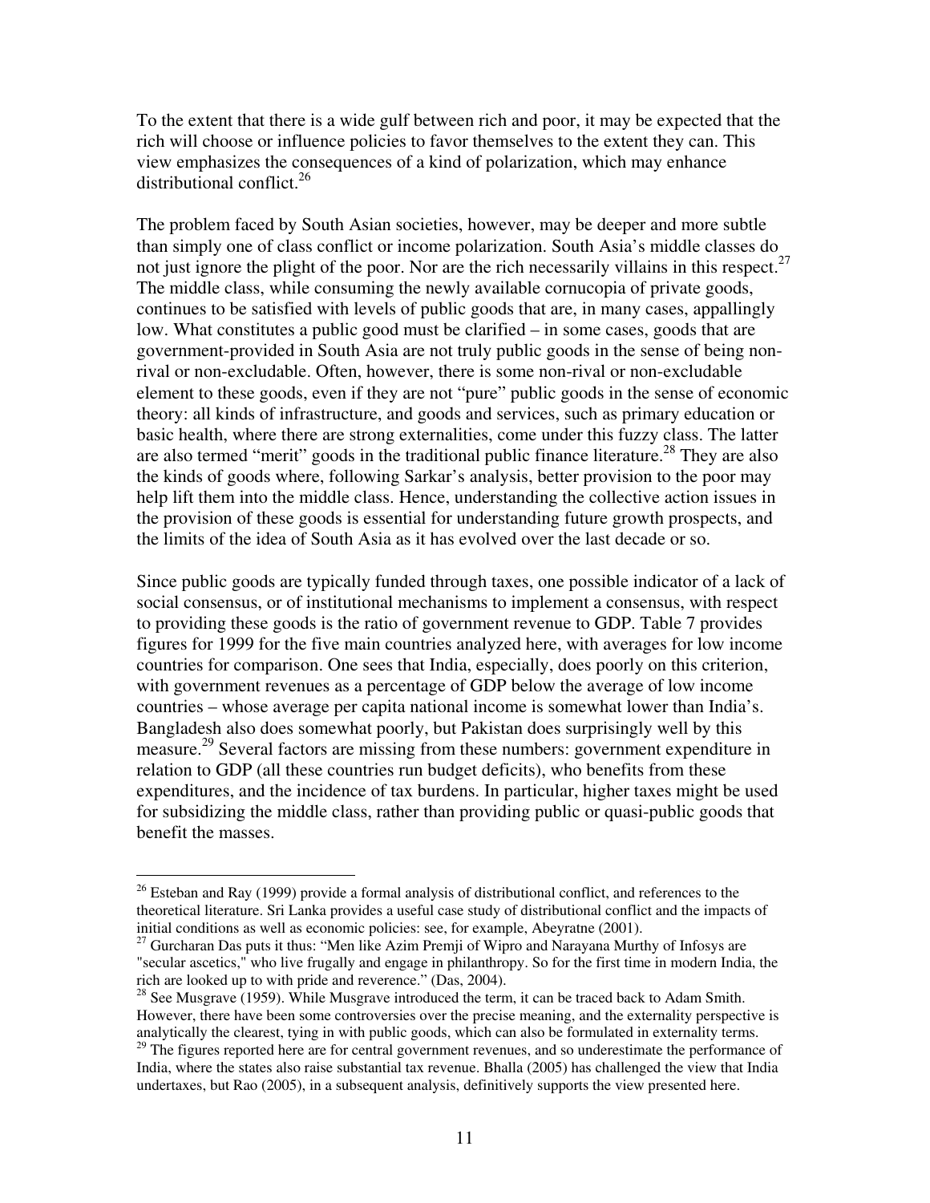To the extent that there is a wide gulf between rich and poor, it may be expected that the rich will choose or influence policies to favor themselves to the extent they can. This view emphasizes the consequences of a kind of polarization, which may enhance distributional conflict.[26]

The problem faced by South Asian societies, however, may be deeper and more subtle than simply one of class conflict or income polarization. South Asia's middle classes do not just ignore the plight of the poor. Nor are the rich necessarily villains in this respect.[27] The middle class, while consuming the newly available cornucopia of private goods, continues to be satisfied with levels of public goods that are, in many cases, appallingly low. What constitutes a public good must be clarified – in some cases, goods that are government-provided in South Asia are not truly public goods in the sense of being non-rival or non-excludable. Often, however, there is some non-rival or non-excludable element to these goods, even if they are not "pure" public goods in the sense of economic theory: all kinds of infrastructure, and goods and services, such as primary education or basic health, where there are strong externalities, come under this fuzzy class. The latter are also termed "merit" goods in the traditional public finance literature.[28] They are also the kinds of goods where, following Sarkar's analysis, better provision to the poor may help lift them into the middle class. Hence, understanding the collective action issues in the provision of these goods is essential for understanding future growth prospects, and the limits of the idea of South Asia as it has evolved over the last decade or so.

Since public goods are typically funded through taxes, one possible indicator of a lack of social consensus, or of institutional mechanisms to implement a consensus, with respect to providing these goods is the ratio of government revenue to GDP. Table 7 provides figures for 1999 for the five main countries analyzed here, with averages for low income countries for comparison. One sees that India, especially, does poorly on this criterion, with government revenues as a percentage of GDP below the average of low income countries – whose average per capita national income is somewhat lower than India's. Bangladesh also does somewhat poorly, but Pakistan does surprisingly well by this measure.[29] Several factors are missing from these numbers: government expenditure in relation to GDP (all these countries run budget deficits), who benefits from these expenditures, and the incidence of tax burdens. In particular, higher taxes might be used for subsidizing the middle class, rather than providing public or quasi-public goods that benefit the masses.

---

[26] Esteban and Ray (1999) provide a formal analysis of distributional conflict, and references to the theoretical literature. Sri Lanka provides a useful case study of distributional conflict and the impacts of initial conditions as well as economic policies: see, for example, Abeyratne (2001).

[27] Gurcharan Das puts it thus: "Men like Azim Premji of Wipro and Narayana Murthy of Infosys are "secular ascetics," who live frugally and engage in philanthropy. So for the first time in modern India, the rich are looked up to with pride and reverence." (Das, 2004).

[28] See Musgrave (1959). While Musgrave introduced the term, it can be traced back to Adam Smith. However, there have been some controversies over the precise meaning, and the externality perspective is analytically the clearest, tying in with public goods, which can also be formulated in externality terms.

[29] The figures reported here are for central government revenues, and so underestimate the performance of India, where the states also raise substantial tax revenue. Bhalla (2005) has challenged the view that India undertaxes, but Rao (2005), in a subsequent analysis, definitively supports the view presented here.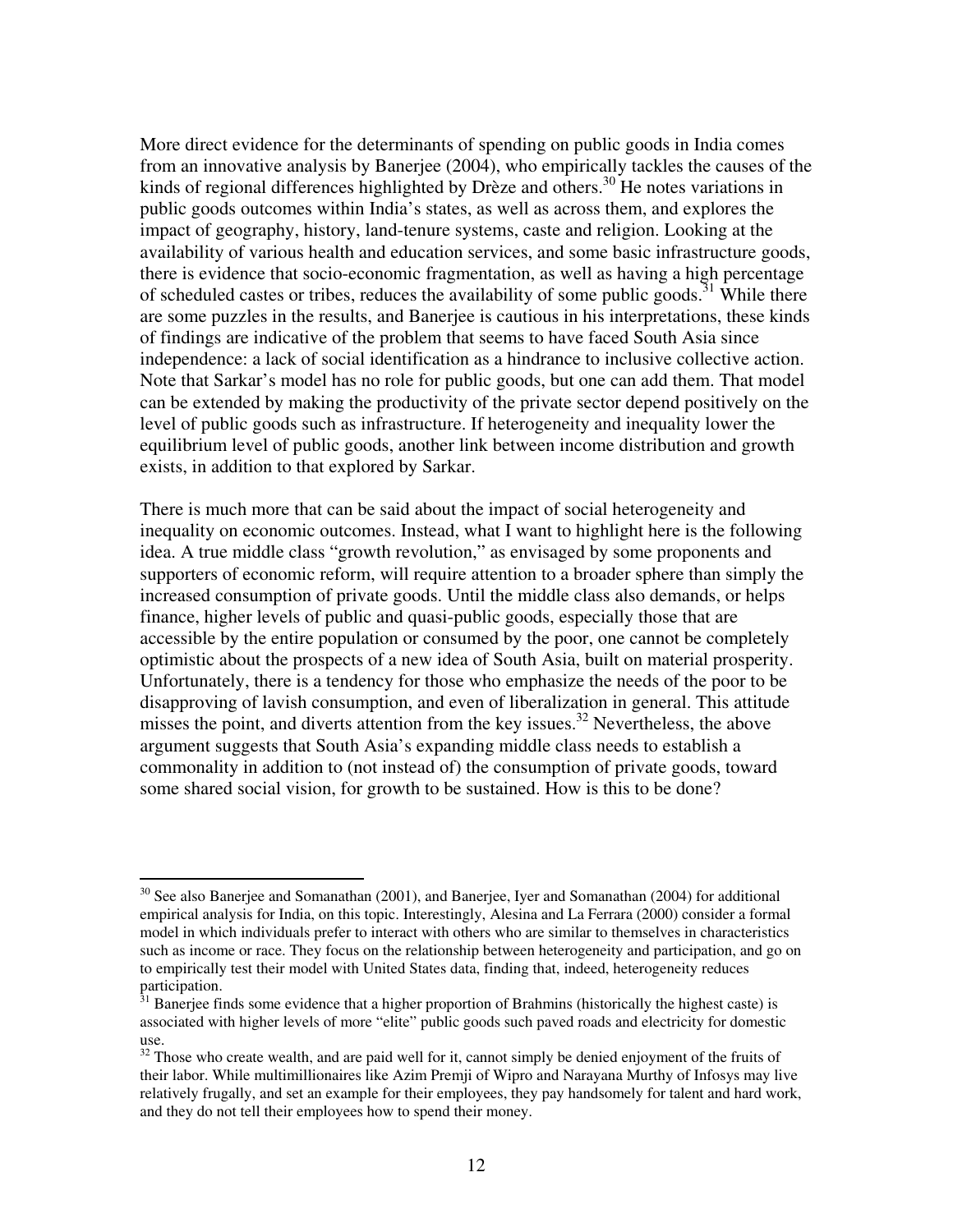More direct evidence for the determinants of spending on public goods in India comes from an innovative analysis by Banerjee (2004), who empirically tackles the causes of the kinds of regional differences highlighted by Drèze and others.[30] He notes variations in public goods outcomes within India's states, as well as across them, and explores the impact of geography, history, land-tenure systems, caste and religion. Looking at the availability of various health and education services, and some basic infrastructure goods, there is evidence that socio-economic fragmentation, as well as having a high percentage of scheduled castes or tribes, reduces the availability of some public goods.[31] While there are some puzzles in the results, and Banerjee is cautious in his interpretations, these kinds of findings are indicative of the problem that seems to have faced South Asia since independence: a lack of social identification as a hindrance to inclusive collective action. Note that Sarkar's model has no role for public goods, but one can add them. That model can be extended by making the productivity of the private sector depend positively on the level of public goods such as infrastructure. If heterogeneity and inequality lower the equilibrium level of public goods, another link between income distribution and growth exists, in addition to that explored by Sarkar.

There is much more that can be said about the impact of social heterogeneity and inequality on economic outcomes. Instead, what I want to highlight here is the following idea. A true middle class "growth revolution," as envisaged by some proponents and supporters of economic reform, will require attention to a broader sphere than simply the increased consumption of private goods. Until the middle class also demands, or helps finance, higher levels of public and quasi-public goods, especially those that are accessible by the entire population or consumed by the poor, one cannot be completely optimistic about the prospects of a new idea of South Asia, built on material prosperity. Unfortunately, there is a tendency for those who emphasize the needs of the poor to be disapproving of lavish consumption, and even of liberalization in general. This attitude misses the point, and diverts attention from the key issues.[32] Nevertheless, the above argument suggests that South Asia's expanding middle class needs to establish a commonality in addition to (not instead of) the consumption of private goods, toward some shared social vision, for growth to be sustained. How is this to be done?

---

[30] See also Banerjee and Somanathan (2001), and Banerjee, Iyer and Somanathan (2004) for additional empirical analysis for India, on this topic. Interestingly, Alesina and La Ferrara (2000) consider a formal model in which individuals prefer to interact with others who are similar to themselves in characteristics such as income or race. They focus on the relationship between heterogeneity and participation, and go on to empirically test their model with United States data, finding that, indeed, heterogeneity reduces participation.

[31] Banerjee finds some evidence that a higher proportion of Brahmins (historically the highest caste) is associated with higher levels of more "elite" public goods such paved roads and electricity for domestic use.

[32] Those who create wealth, and are paid well for it, cannot simply be denied enjoyment of the fruits of their labor. While multimillionaires like Azim Premji of Wipro and Narayana Murthy of Infosys may live relatively frugally, and set an example for their employees, they pay handsomely for talent and hard work, and they do not tell their employees how to spend their money.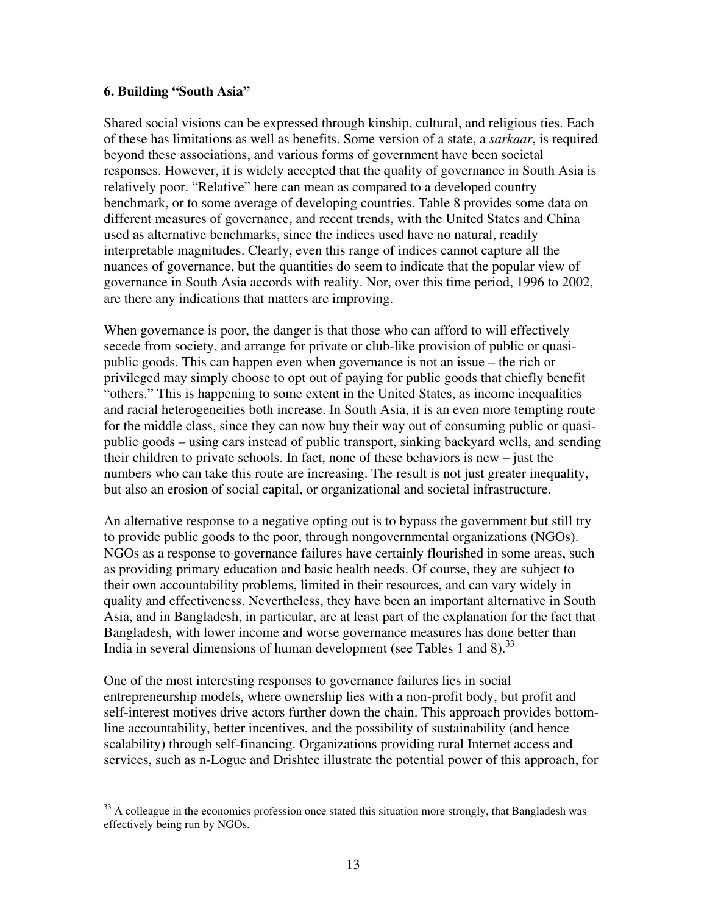## 6. Building "South Asia"

Shared social visions can be expressed through kinship, cultural, and religious ties. Each of these has limitations as well as benefits. Some version of a state, a *sarkaar*, is required beyond these associations, and various forms of government have been societal responses. However, it is widely accepted that the quality of governance in South Asia is relatively poor. "Relative" here can mean as compared to a developed country benchmark, or to some average of developing countries. Table 8 provides some data on different measures of governance, and recent trends, with the United States and China used as alternative benchmarks, since the indices used have no natural, readily interpretable magnitudes. Clearly, even this range of indices cannot capture all the nuances of governance, but the quantities do seem to indicate that the popular view of governance in South Asia accords with reality. Nor, over this time period, 1996 to 2002, are there any indications that matters are improving.

When governance is poor, the danger is that those who can afford to will effectively secede from society, and arrange for private or club-like provision of public or quasi-public goods. This can happen even when governance is not an issue – the rich or privileged may simply choose to opt out of paying for public goods that chiefly benefit "others." This is happening to some extent in the United States, as income inequalities and racial heterogeneities both increase. In South Asia, it is an even more tempting route for the middle class, since they can now buy their way out of consuming public or quasi-public goods – using cars instead of public transport, sinking backyard wells, and sending their children to private schools. In fact, none of these behaviors is new – just the numbers who can take this route are increasing. The result is not just greater inequality, but also an erosion of social capital, or organizational and societal infrastructure.

An alternative response to a negative opting out is to bypass the government but still try to provide public goods to the poor, through nongovernmental organizations (NGOs). NGOs as a response to governance failures have certainly flourished in some areas, such as providing primary education and basic health needs. Of course, they are subject to their own accountability problems, limited in their resources, and can vary widely in quality and effectiveness. Nevertheless, they have been an important alternative in South Asia, and in Bangladesh, in particular, are at least part of the explanation for the fact that Bangladesh, with lower income and worse governance measures has done better than India in several dimensions of human development (see Tables 1 and 8).[33]

One of the most interesting responses to governance failures lies in social entrepreneurship models, where ownership lies with a non-profit body, but profit and self-interest motives drive actors further down the chain. This approach provides bottom-line accountability, better incentives, and the possibility of sustainability (and hence scalability) through self-financing. Organizations providing rural Internet access and services, such as n-Logue and Drishtee illustrate the potential power of this approach, for

[33] A colleague in the economics profession once stated this situation more strongly, that Bangladesh was effectively being run by NGOs.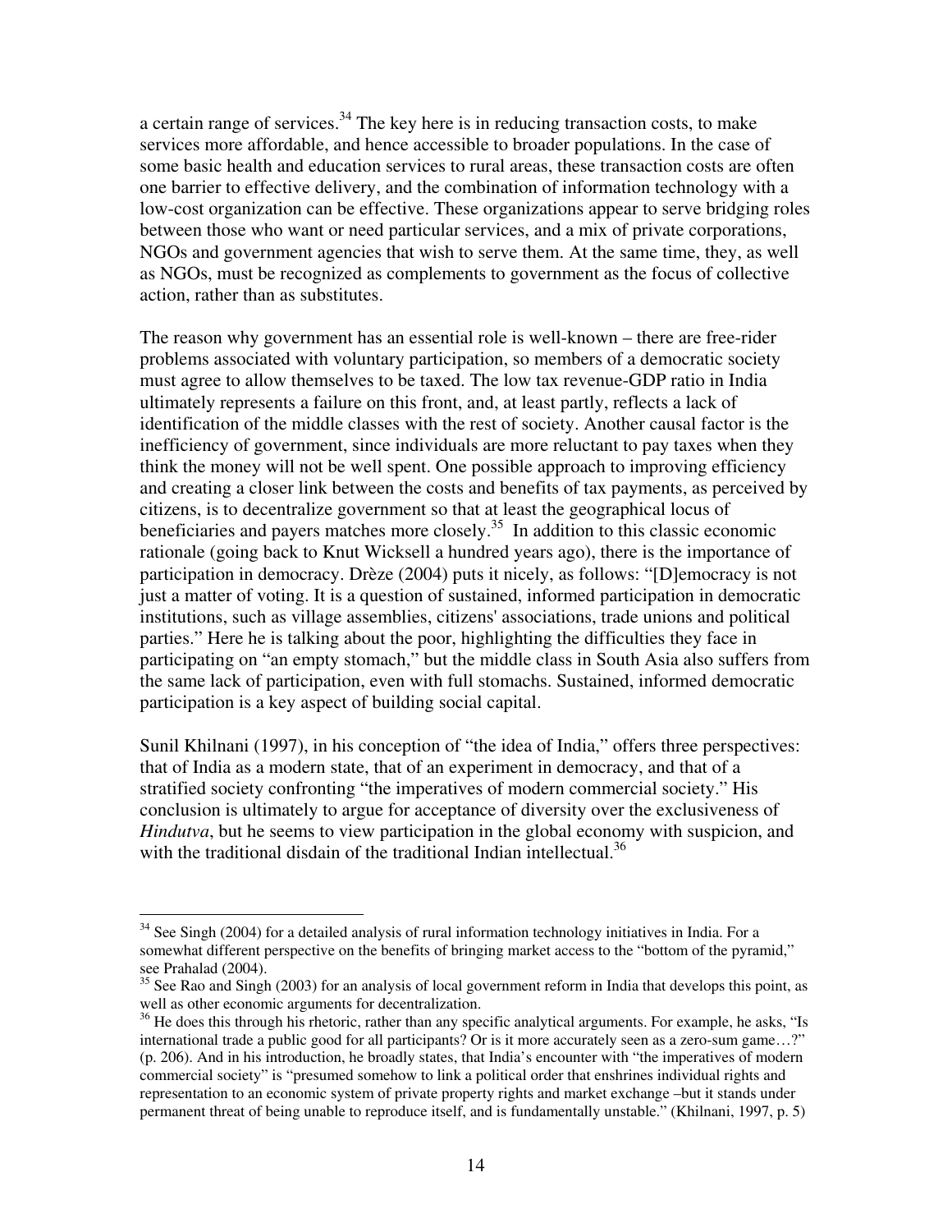a certain range of services.[34] The key here is in reducing transaction costs, to make services more affordable, and hence accessible to broader populations. In the case of some basic health and education services to rural areas, these transaction costs are often one barrier to effective delivery, and the combination of information technology with a low-cost organization can be effective. These organizations appear to serve bridging roles between those who want or need particular services, and a mix of private corporations, NGOs and government agencies that wish to serve them. At the same time, they, as well as NGOs, must be recognized as complements to government as the focus of collective action, rather than as substitutes.

The reason why government has an essential role is well-known – there are free-rider problems associated with voluntary participation, so members of a democratic society must agree to allow themselves to be taxed. The low tax revenue-GDP ratio in India ultimately represents a failure on this front, and, at least partly, reflects a lack of identification of the middle classes with the rest of society. Another causal factor is the inefficiency of government, since individuals are more reluctant to pay taxes when they think the money will not be well spent. One possible approach to improving efficiency and creating a closer link between the costs and benefits of tax payments, as perceived by citizens, is to decentralize government so that at least the geographical locus of beneficiaries and payers matches more closely.[35] In addition to this classic economic rationale (going back to Knut Wicksell a hundred years ago), there is the importance of participation in democracy. Drèze (2004) puts it nicely, as follows: "[D]emocracy is not just a matter of voting. It is a question of sustained, informed participation in democratic institutions, such as village assemblies, citizens' associations, trade unions and political parties." Here he is talking about the poor, highlighting the difficulties they face in participating on "an empty stomach," but the middle class in South Asia also suffers from the same lack of participation, even with full stomachs. Sustained, informed democratic participation is a key aspect of building social capital.

Sunil Khilnani (1997), in his conception of "the idea of India," offers three perspectives: that of India as a modern state, that of an experiment in democracy, and that of a stratified society confronting "the imperatives of modern commercial society." His conclusion is ultimately to argue for acceptance of diversity over the exclusiveness of *Hindutva*, but he seems to view participation in the global economy with suspicion, and with the traditional disdain of the traditional Indian intellectual.[36]

---

[34] See Singh (2004) for a detailed analysis of rural information technology initiatives in India. For a somewhat different perspective on the benefits of bringing market access to the "bottom of the pyramid," see Prahalad (2004).

[35] See Rao and Singh (2003) for an analysis of local government reform in India that develops this point, as well as other economic arguments for decentralization.

[36] He does this through his rhetoric, rather than any specific analytical arguments. For example, he asks, "Is international trade a public good for all participants? Or is it more accurately seen as a zero-sum game…?" (p. 206). And in his introduction, he broadly states, that India's encounter with "the imperatives of modern commercial society" is "presumed somehow to link a political order that enshrines individual rights and representation to an economic system of private property rights and market exchange –but it stands under permanent threat of being unable to reproduce itself, and is fundamentally unstable." (Khilnani, 1997, p. 5)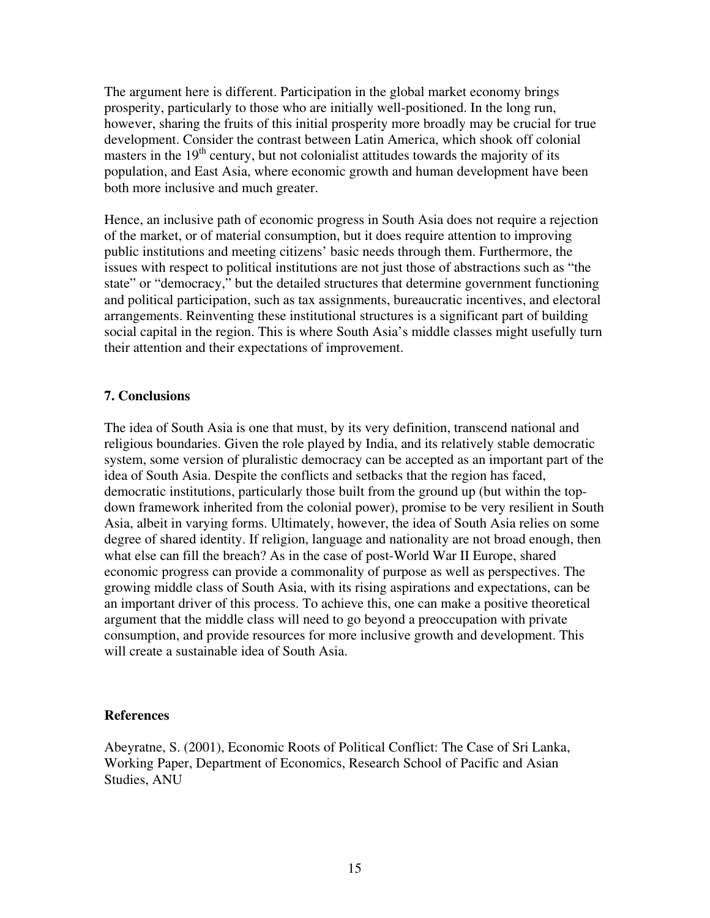The argument here is different. Participation in the global market economy brings prosperity, particularly to those who are initially well-positioned. In the long run, however, sharing the fruits of this initial prosperity more broadly may be crucial for true development. Consider the contrast between Latin America, which shook off colonial masters in the 19th century, but not colonialist attitudes towards the majority of its population, and East Asia, where economic growth and human development have been both more inclusive and much greater.

Hence, an inclusive path of economic progress in South Asia does not require a rejection of the market, or of material consumption, but it does require attention to improving public institutions and meeting citizens' basic needs through them. Furthermore, the issues with respect to political institutions are not just those of abstractions such as "the state" or "democracy," but the detailed structures that determine government functioning and political participation, such as tax assignments, bureaucratic incentives, and electoral arrangements. Reinventing these institutional structures is a significant part of building social capital in the region. This is where South Asia's middle classes might usefully turn their attention and their expectations of improvement.

## 7. Conclusions

The idea of South Asia is one that must, by its very definition, transcend national and religious boundaries. Given the role played by India, and its relatively stable democratic system, some version of pluralistic democracy can be accepted as an important part of the idea of South Asia. Despite the conflicts and setbacks that the region has faced, democratic institutions, particularly those built from the ground up (but within the top-down framework inherited from the colonial power), promise to be very resilient in South Asia, albeit in varying forms. Ultimately, however, the idea of South Asia relies on some degree of shared identity. If religion, language and nationality are not broad enough, then what else can fill the breach? As in the case of post-World War II Europe, shared economic progress can provide a commonality of purpose as well as perspectives. The growing middle class of South Asia, with its rising aspirations and expectations, can be an important driver of this process. To achieve this, one can make a positive theoretical argument that the middle class will need to go beyond a preoccupation with private consumption, and provide resources for more inclusive growth and development. This will create a sustainable idea of South Asia.

## References

Abeyratne, S. (2001), Economic Roots of Political Conflict: The Case of Sri Lanka, Working Paper, Department of Economics, Research School of Pacific and Asian Studies, ANU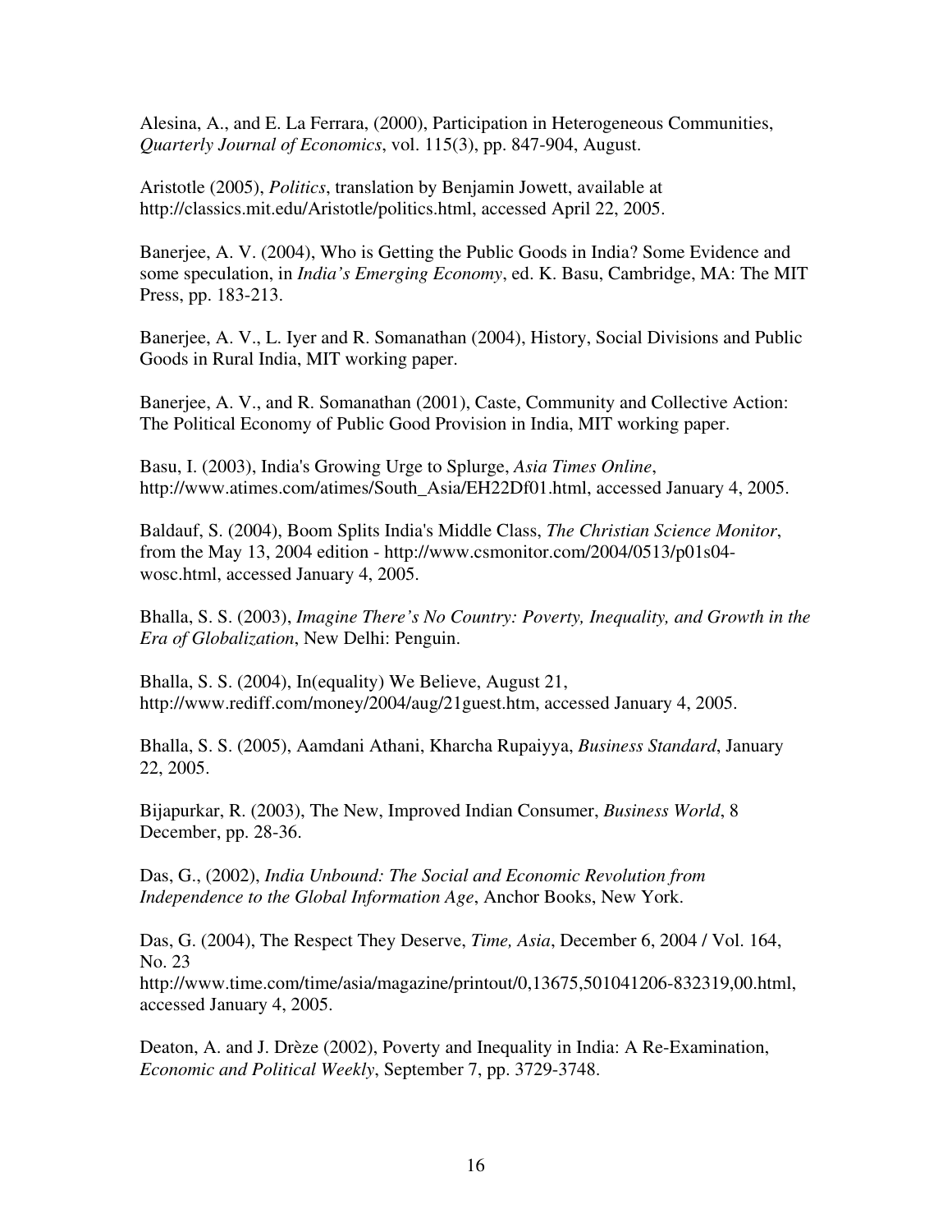Alesina, A., and E. La Ferrara, (2000), Participation in Heterogeneous Communities, *Quarterly Journal of Economics*, vol. 115(3), pp. 847-904, August.

Aristotle (2005), *Politics*, translation by Benjamin Jowett, available at http://classics.mit.edu/Aristotle/politics.html, accessed April 22, 2005.

Banerjee, A. V. (2004), Who is Getting the Public Goods in India? Some Evidence and some speculation, in *India's Emerging Economy*, ed. K. Basu, Cambridge, MA: The MIT Press, pp. 183-213.

Banerjee, A. V., L. Iyer and R. Somanathan (2004), History, Social Divisions and Public Goods in Rural India, MIT working paper.

Banerjee, A. V., and R. Somanathan (2001), Caste, Community and Collective Action: The Political Economy of Public Good Provision in India, MIT working paper.

Basu, I. (2003), India's Growing Urge to Splurge, *Asia Times Online*, http://www.atimes.com/atimes/South_Asia/EH22Df01.html, accessed January 4, 2005.

Baldauf, S. (2004), Boom Splits India's Middle Class, *The Christian Science Monitor*, from the May 13, 2004 edition - http://www.csmonitor.com/2004/0513/p01s04-wosc.html, accessed January 4, 2005.

Bhalla, S. S. (2003), *Imagine There's No Country: Poverty, Inequality, and Growth in the Era of Globalization*, New Delhi: Penguin.

Bhalla, S. S. (2004), In(equality) We Believe, August 21, http://www.rediff.com/money/2004/aug/21guest.htm, accessed January 4, 2005.

Bhalla, S. S. (2005), Aamdani Athani, Kharcha Rupaiyya, *Business Standard*, January 22, 2005.

Bijapurkar, R. (2003), The New, Improved Indian Consumer, *Business World*, 8 December, pp. 28-36.

Das, G., (2002), *India Unbound: The Social and Economic Revolution from Independence to the Global Information Age*, Anchor Books, New York.

Das, G. (2004), The Respect They Deserve, *Time, Asia*, December 6, 2004 / Vol. 164, No. 23 http://www.time.com/time/asia/magazine/printout/0,13675,501041206-832319,00.html, accessed January 4, 2005.

Deaton, A. and J. Drèze (2002), Poverty and Inequality in India: A Re-Examination, *Economic and Political Weekly*, September 7, pp. 3729-3748.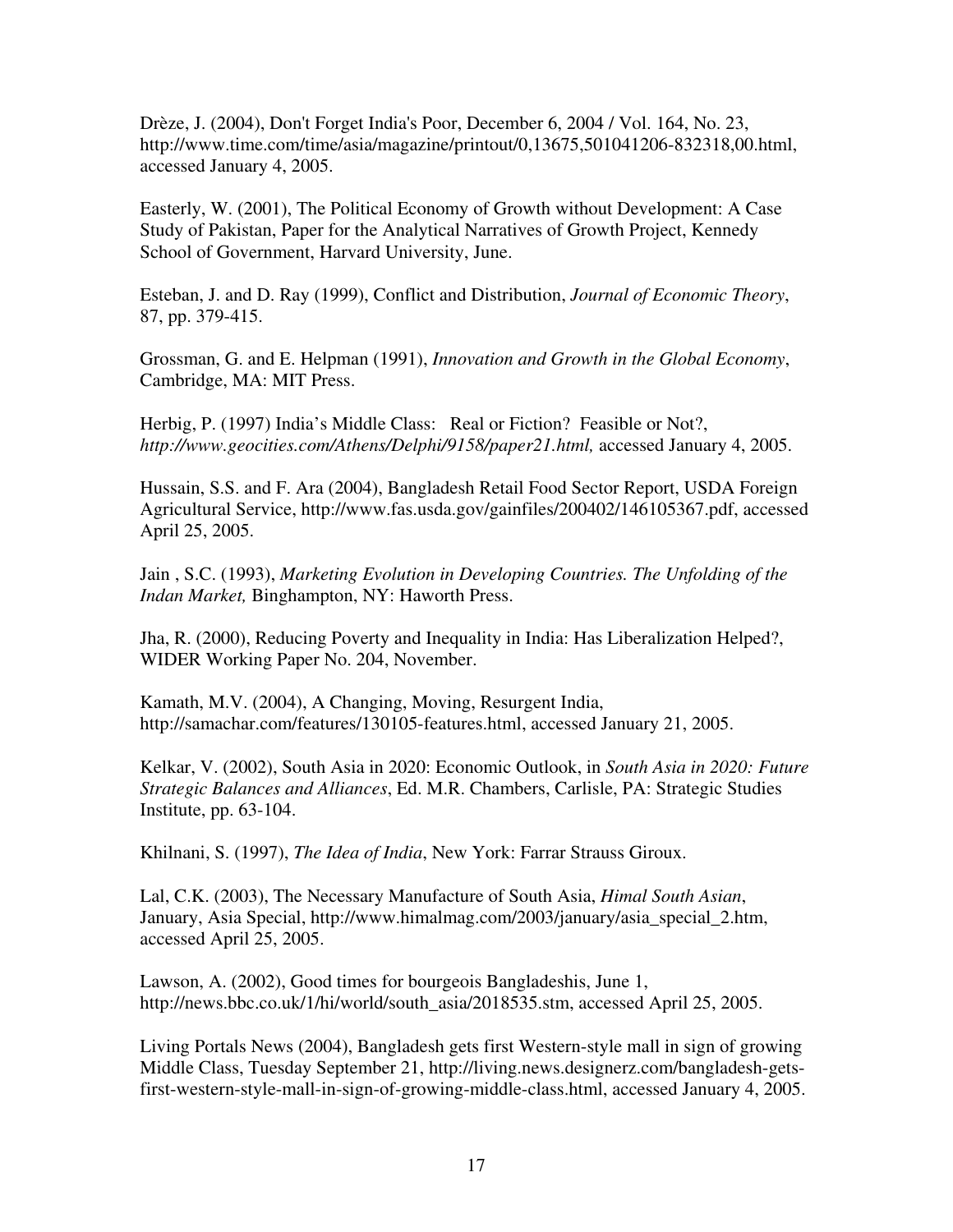Drèze, J. (2004), Don't Forget India's Poor, December 6, 2004 / Vol. 164, No. 23, http://www.time.com/time/asia/magazine/printout/0,13675,501041206-832318,00.html, accessed January 4, 2005.

Easterly, W. (2001), The Political Economy of Growth without Development: A Case Study of Pakistan, Paper for the Analytical Narratives of Growth Project, Kennedy School of Government, Harvard University, June.

Esteban, J. and D. Ray (1999), Conflict and Distribution, *Journal of Economic Theory*, 87, pp. 379-415.

Grossman, G. and E. Helpman (1991), *Innovation and Growth in the Global Economy*, Cambridge, MA: MIT Press.

Herbig, P. (1997) India's Middle Class: Real or Fiction? Feasible or Not?, *http://www.geocities.com/Athens/Delphi/9158/paper21.html,* accessed January 4, 2005.

Hussain, S.S. and F. Ara (2004), Bangladesh Retail Food Sector Report, USDA Foreign Agricultural Service, http://www.fas.usda.gov/gainfiles/200402/146105367.pdf, accessed April 25, 2005.

Jain , S.C. (1993), *Marketing Evolution in Developing Countries. The Unfolding of the Indan Market,* Binghampton, NY: Haworth Press.

Jha, R. (2000), Reducing Poverty and Inequality in India: Has Liberalization Helped?, WIDER Working Paper No. 204, November.

Kamath, M.V. (2004), A Changing, Moving, Resurgent India, http://samachar.com/features/130105-features.html, accessed January 21, 2005.

Kelkar, V. (2002), South Asia in 2020: Economic Outlook, in *South Asia in 2020: Future Strategic Balances and Alliances*, Ed. M.R. Chambers, Carlisle, PA: Strategic Studies Institute, pp. 63-104.

Khilnani, S. (1997), *The Idea of India*, New York: Farrar Strauss Giroux.

Lal, C.K. (2003), The Necessary Manufacture of South Asia, *Himal South Asian*, January, Asia Special, http://www.himalmag.com/2003/january/asia_special_2.htm, accessed April 25, 2005.

Lawson, A. (2002), Good times for bourgeois Bangladeshis, June 1, http://news.bbc.co.uk/1/hi/world/south_asia/2018535.stm, accessed April 25, 2005.

Living Portals News (2004), Bangladesh gets first Western-style mall in sign of growing Middle Class, Tuesday September 21, http://living.news.designerz.com/bangladesh-gets-first-western-style-mall-in-sign-of-growing-middle-class.html, accessed January 4, 2005.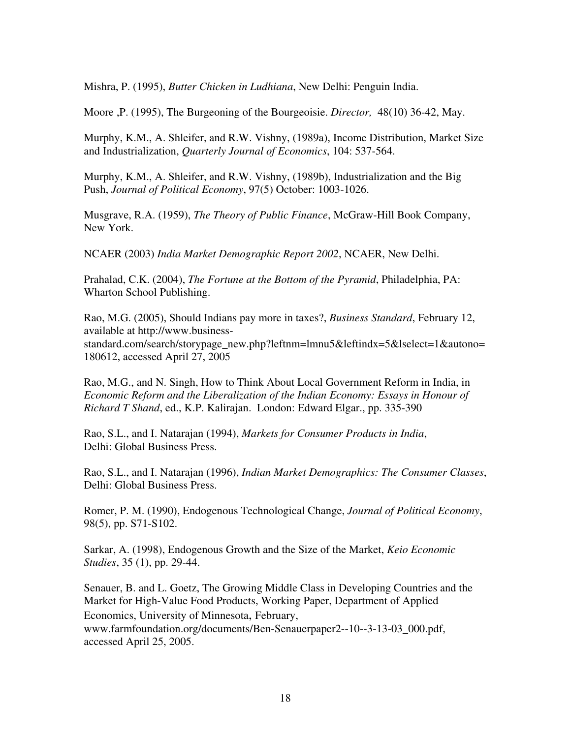Mishra, P. (1995), *Butter Chicken in Ludhiana*, New Delhi: Penguin India.

Moore ,P. (1995), The Burgeoning of the Bourgeoisie. *Director,* 48(10) 36-42, May.

Murphy, K.M., A. Shleifer, and R.W. Vishny, (1989a), Income Distribution, Market Size and Industrialization, *Quarterly Journal of Economics*, 104: 537-564.

Murphy, K.M., A. Shleifer, and R.W. Vishny, (1989b), Industrialization and the Big Push, *Journal of Political Economy*, 97(5) October: 1003-1026.

Musgrave, R.A. (1959), *The Theory of Public Finance*, McGraw-Hill Book Company, New York.

NCAER (2003) *India Market Demographic Report 2002*, NCAER, New Delhi.

Prahalad, C.K. (2004), *The Fortune at the Bottom of the Pyramid*, Philadelphia, PA: Wharton School Publishing.

Rao, M.G. (2005), Should Indians pay more in taxes?, *Business Standard*, February 12, available at http://www.business-standard.com/search/storypage_new.php?leftnm=lmnu5&leftindx=5&lselect=1&autono=180612, accessed April 27, 2005

Rao, M.G., and N. Singh, How to Think About Local Government Reform in India, in *Economic Reform and the Liberalization of the Indian Economy: Essays in Honour of Richard T Shand*, ed., K.P. Kalirajan. London: Edward Elgar., pp. 335-390

Rao, S.L., and I. Natarajan (1994), *Markets for Consumer Products in India*, Delhi: Global Business Press.

Rao, S.L., and I. Natarajan (1996), *Indian Market Demographics: The Consumer Classes*, Delhi: Global Business Press.

Romer, P. M. (1990), Endogenous Technological Change, *Journal of Political Economy*, 98(5), pp. S71-S102.

Sarkar, A. (1998), Endogenous Growth and the Size of the Market, *Keio Economic Studies*, 35 (1), pp. 29-44.

Senauer, B. and L. Goetz, The Growing Middle Class in Developing Countries and the Market for High-Value Food Products, Working Paper, Department of Applied Economics, University of Minnesota, February, www.farmfoundation.org/documents/Ben-Senauerpaper2--10--3-13-03_000.pdf, accessed April 25, 2005.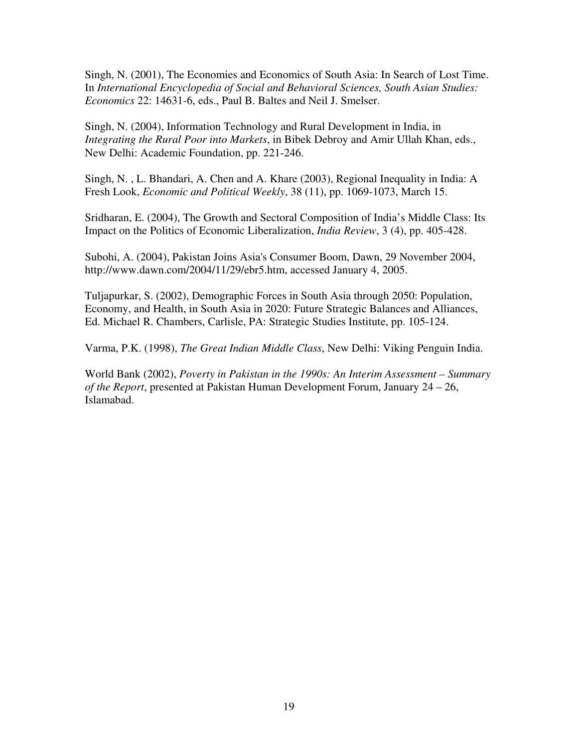Singh, N. (2001), The Economies and Economics of South Asia: In Search of Lost Time. In *International Encyclopedia of Social and Behavioral Sciences, South Asian Studies: Economics* 22: 14631-6, eds., Paul B. Baltes and Neil J. Smelser.

Singh, N. (2004), Information Technology and Rural Development in India, in *Integrating the Rural Poor into Markets*, in Bibek Debroy and Amir Ullah Khan, eds., New Delhi: Academic Foundation, pp. 221-246.

Singh, N. , L. Bhandari, A. Chen and A. Khare (2003), Regional Inequality in India: A Fresh Look, *Economic and Political Weekly*, 38 (11), pp. 1069-1073, March 15.

Sridharan, E. (2004), The Growth and Sectoral Composition of India's Middle Class: Its Impact on the Politics of Economic Liberalization, *India Review*, 3 (4), pp. 405-428.

Subohi, A. (2004), Pakistan Joins Asia's Consumer Boom, Dawn, 29 November 2004, http://www.dawn.com/2004/11/29/ebr5.htm, accessed January 4, 2005.

Tuljapurkar, S. (2002), Demographic Forces in South Asia through 2050: Population, Economy, and Health, in South Asia in 2020: Future Strategic Balances and Alliances, Ed. Michael R. Chambers, Carlisle, PA: Strategic Studies Institute, pp. 105-124.

Varma, P.K. (1998), *The Great Indian Middle Class*, New Delhi: Viking Penguin India.

World Bank (2002), *Poverty in Pakistan in the 1990s: An Interim Assessment – Summary of the Report*, presented at Pakistan Human Development Forum, January 24 – 26, Islamabad.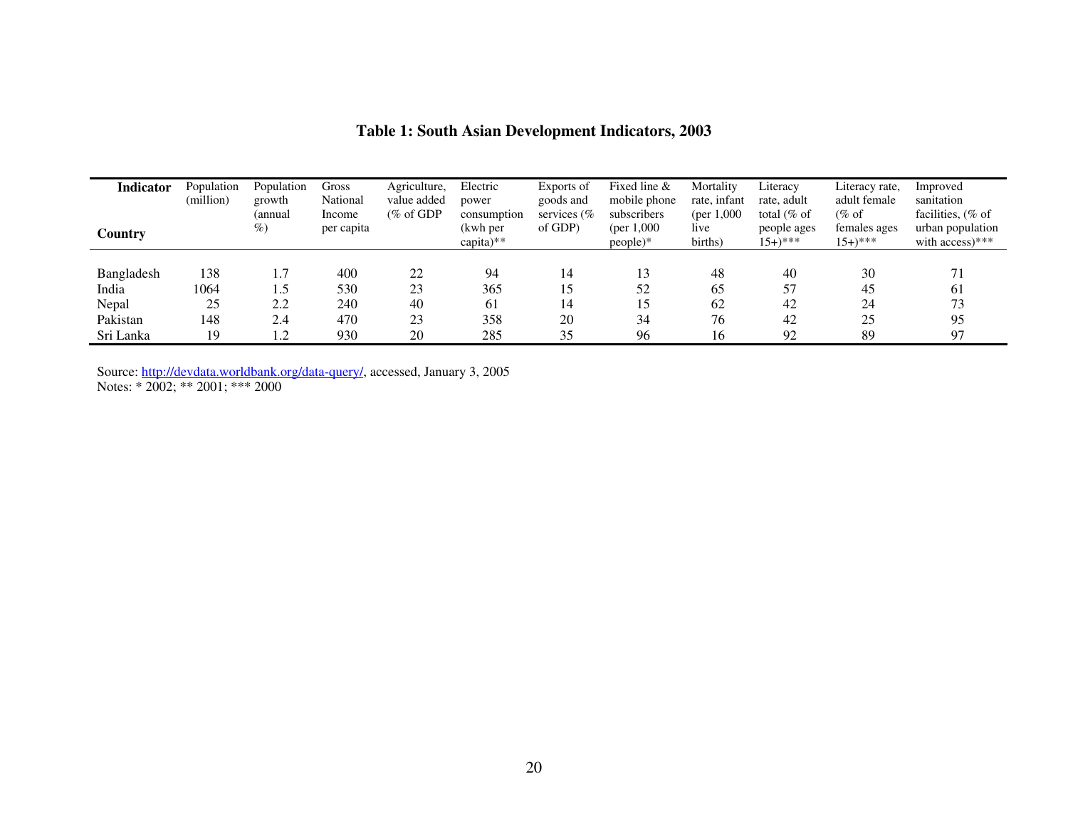**Table 1: South Asian Development Indicators, 2003**

| Indicator / Country | Population (million) | Population growth (annual %) | Gross National Income per capita | Agriculture, value added (% of GDP | Electric power consumption (kwh per capita)** | Exports of goods and services (% of GDP) | Fixed line & mobile phone subscribers (per 1,000 people)* | Mortality rate, infant (per 1,000 live births) | Literacy rate, adult total (% of people ages 15+)*** | Literacy rate, adult female (% of females ages 15+)*** | Improved sanitation facilities, (% of urban population with access)*** |
|---|---|---|---|---|---|---|---|---|---|---|---|
| Bangladesh | 138 | 1.7 | 400 | 22 | 94 | 14 | 13 | 48 | 40 | 30 | 71 |
| India | 1064 | 1.5 | 530 | 23 | 365 | 15 | 52 | 65 | 57 | 45 | 61 |
| Nepal | 25 | 2.2 | 240 | 40 | 61 | 14 | 15 | 62 | 42 | 24 | 73 |
| Pakistan | 148 | 2.4 | 470 | 23 | 358 | 20 | 34 | 76 | 42 | 25 | 95 |
| Sri Lanka | 19 | 1.2 | 930 | 20 | 285 | 35 | 96 | 16 | 92 | 89 | 97 |

Source: http://devdata.worldbank.org/data-query/, accessed, January 3, 2005
Notes: * 2002; ** 2001; *** 2000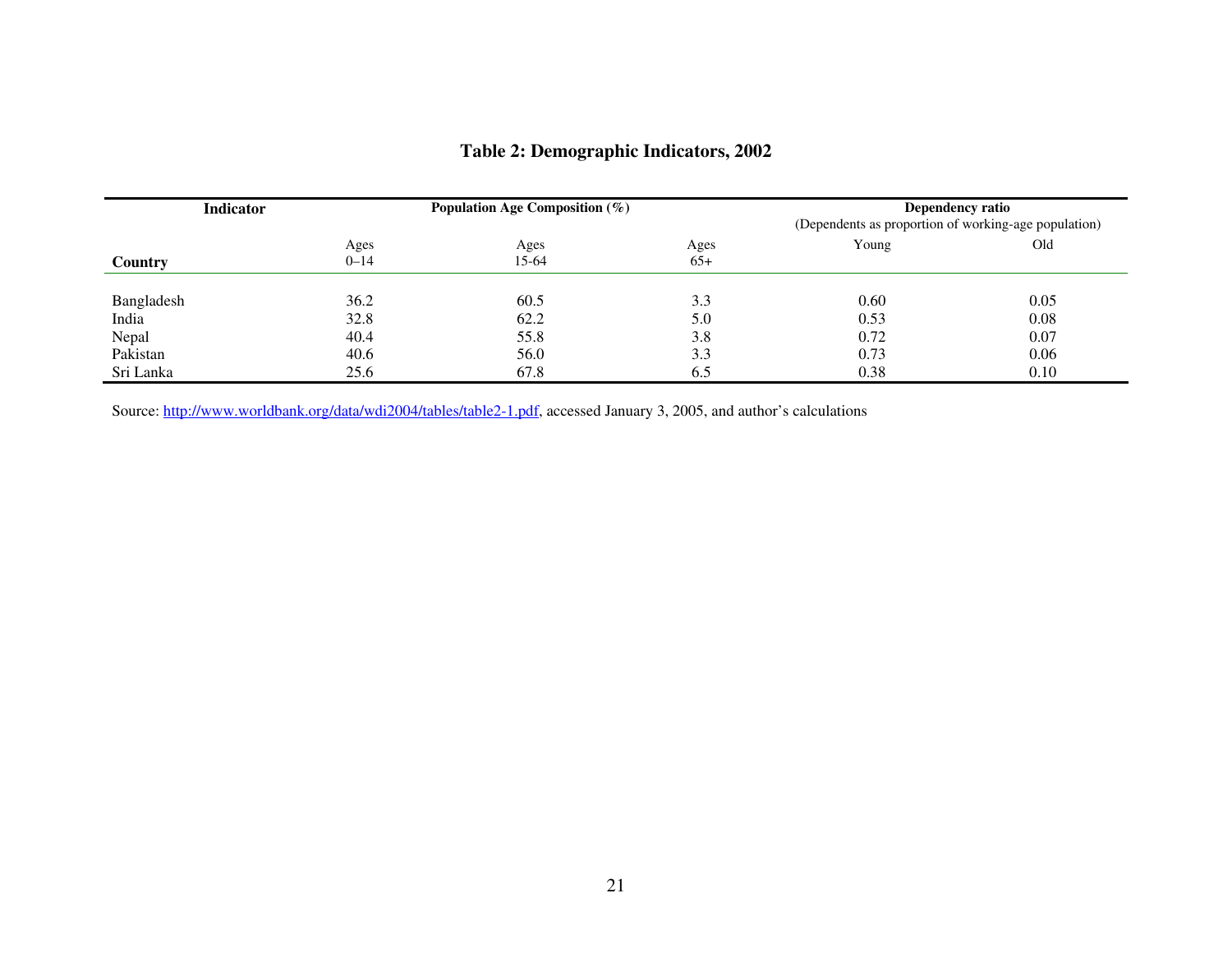**Table 2: Demographic Indicators, 2002**

| Indicator | Population Age Composition (%) | | | Dependency ratio (Dependents as proportion of working-age population) | |
|---|---|---|---|---|---|
| Country | Ages 0–14 | Ages 15-64 | Ages 65+ | Young | Old |
| Bangladesh | 36.2 | 60.5 | 3.3 | 0.60 | 0.05 |
| India | 32.8 | 62.2 | 5.0 | 0.53 | 0.08 |
| Nepal | 40.4 | 55.8 | 3.8 | 0.72 | 0.07 |
| Pakistan | 40.6 | 56.0 | 3.3 | 0.73 | 0.06 |
| Sri Lanka | 25.6 | 67.8 | 6.5 | 0.38 | 0.10 |

Source: http://www.worldbank.org/data/wdi2004/tables/table2-1.pdf, accessed January 3, 2005, and author's calculations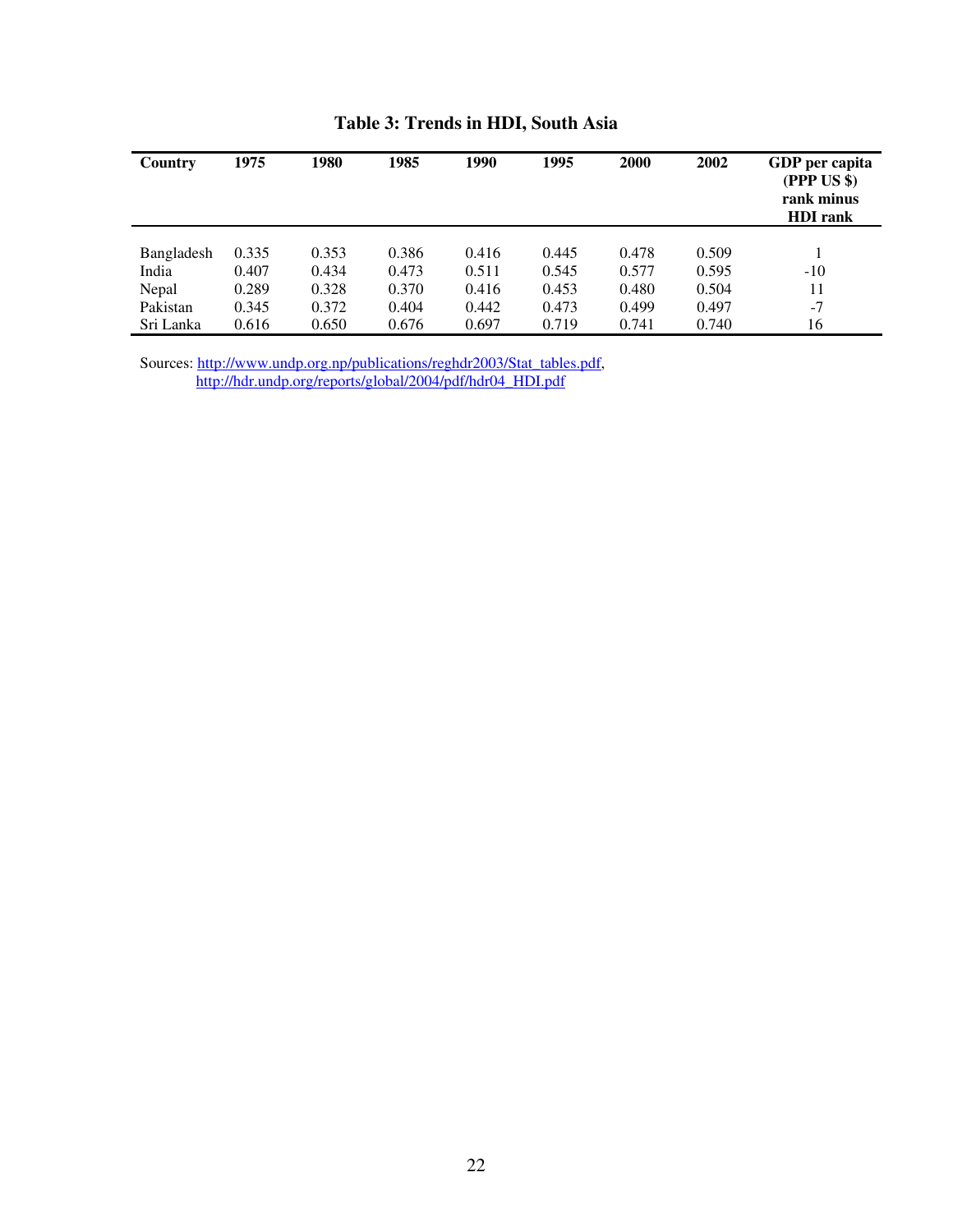**Table 3: Trends in HDI, South Asia**

| Country | 1975 | 1980 | 1985 | 1990 | 1995 | 2000 | 2002 | GDP per capita (PPP US $) rank minus HDI rank |
|---|---|---|---|---|---|---|---|---|
| Bangladesh | 0.335 | 0.353 | 0.386 | 0.416 | 0.445 | 0.478 | 0.509 | 1 |
| India | 0.407 | 0.434 | 0.473 | 0.511 | 0.545 | 0.577 | 0.595 | -10 |
| Nepal | 0.289 | 0.328 | 0.370 | 0.416 | 0.453 | 0.480 | 0.504 | 11 |
| Pakistan | 0.345 | 0.372 | 0.404 | 0.442 | 0.473 | 0.499 | 0.497 | -7 |
| Sri Lanka | 0.616 | 0.650 | 0.676 | 0.697 | 0.719 | 0.741 | 0.740 | 16 |

Sources: http://www.undp.org.np/publications/reghdr2003/Stat_tables.pdf, http://hdr.undp.org/reports/global/2004/pdf/hdr04_HDI.pdf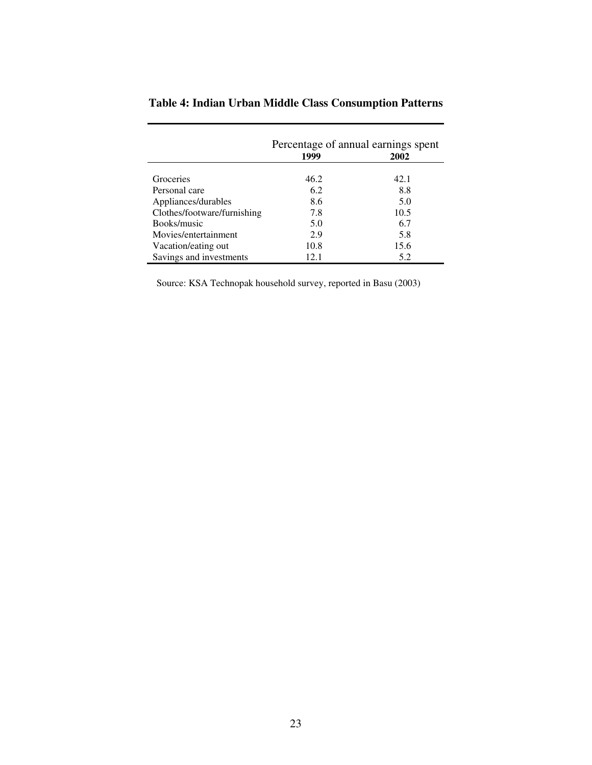**Table 4: Indian Urban Middle Class Consumption Patterns**

| | Percentage of annual earnings spent | |
|---|---|---|
| | **1999** | **2002** |
| Groceries | 46.2 | 42.1 |
| Personal care | 6.2 | 8.8 |
| Appliances/durables | 8.6 | 5.0 |
| Clothes/footware/furnishing | 7.8 | 10.5 |
| Books/music | 5.0 | 6.7 |
| Movies/entertainment | 2.9 | 5.8 |
| Vacation/eating out | 10.8 | 15.6 |
| Savings and investments | 12.1 | 5.2 |

Source: KSA Technopak household survey, reported in Basu (2003)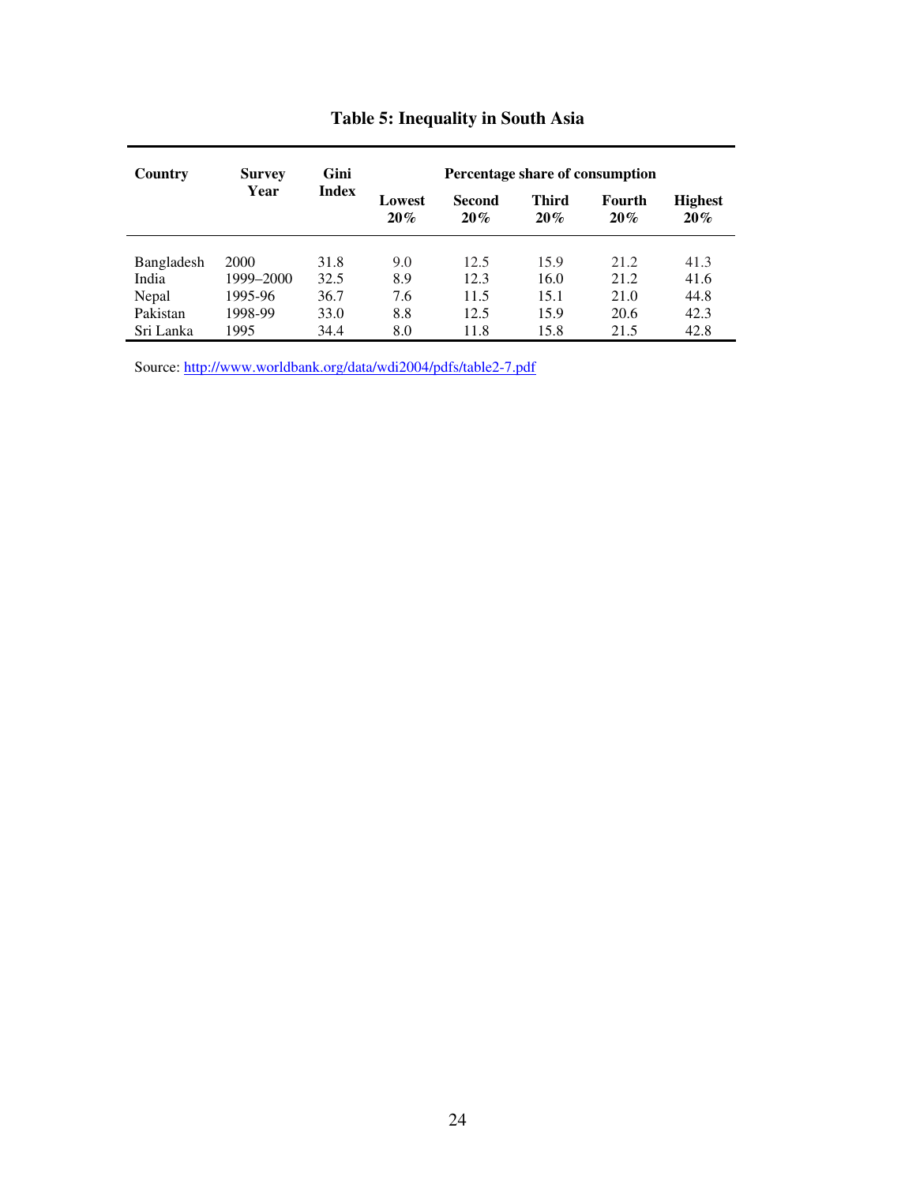**Table 5: Inequality in South Asia**

| Country | Survey Year | Gini Index | Percentage share of consumption | | | | |
|---|---|---|---|---|---|---|---|
| | | | Lowest 20% | Second 20% | Third 20% | Fourth 20% | Highest 20% |
| Bangladesh | 2000 | 31.8 | 9.0 | 12.5 | 15.9 | 21.2 | 41.3 |
| India | 1999–2000 | 32.5 | 8.9 | 12.3 | 16.0 | 21.2 | 41.6 |
| Nepal | 1995-96 | 36.7 | 7.6 | 11.5 | 15.1 | 21.0 | 44.8 |
| Pakistan | 1998-99 | 33.0 | 8.8 | 12.5 | 15.9 | 20.6 | 42.3 |
| Sri Lanka | 1995 | 34.4 | 8.0 | 11.8 | 15.8 | 21.5 | 42.8 |

Source: http://www.worldbank.org/data/wdi2004/pdfs/table2-7.pdf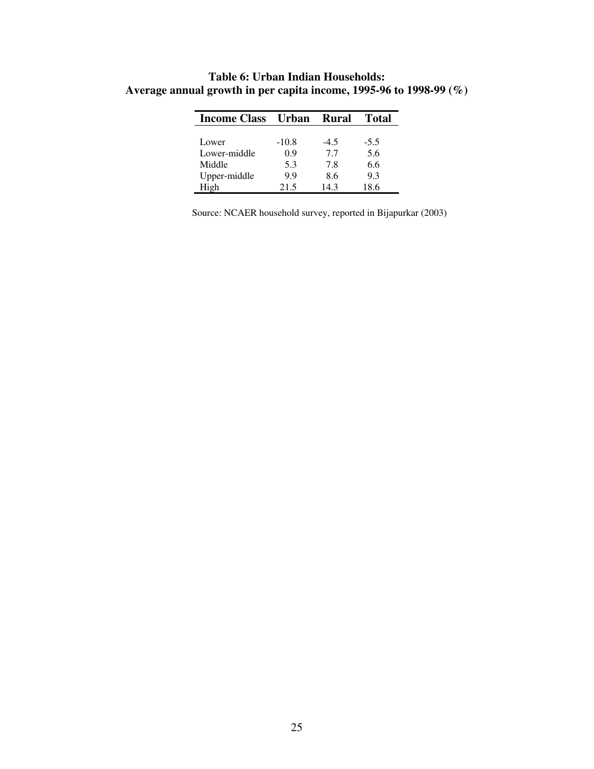**Table 6: Urban Indian Households:
Average annual growth in per capita income, 1995-96 to 1998-99 (%)**

| Income Class | Urban | Rural | Total |
|---|---|---|---|
| Lower | -10.8 | -4.5 | -5.5 |
| Lower-middle | 0.9 | 7.7 | 5.6 |
| Middle | 5.3 | 7.8 | 6.6 |
| Upper-middle | 9.9 | 8.6 | 9.3 |
| High | 21.5 | 14.3 | 18.6 |

Source: NCAER household survey, reported in Bijapurkar (2003)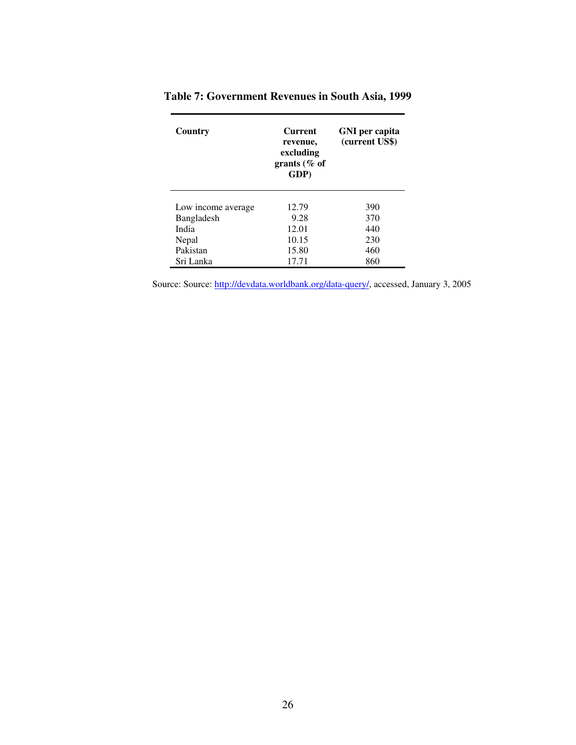**Table 7: Government Revenues in South Asia, 1999**

| Country | Current revenue, excluding grants (% of GDP) | GNI per capita (current US$) |
|---|---|---|
| Low income average | 12.79 | 390 |
| Bangladesh | 9.28 | 370 |
| India | 12.01 | 440 |
| Nepal | 10.15 | 230 |
| Pakistan | 15.80 | 460 |
| Sri Lanka | 17.71 | 860 |

Source: Source: [http://devdata.worldbank.org/data-query/](http://devdata.worldbank.org/data-query/), accessed, January 3, 2005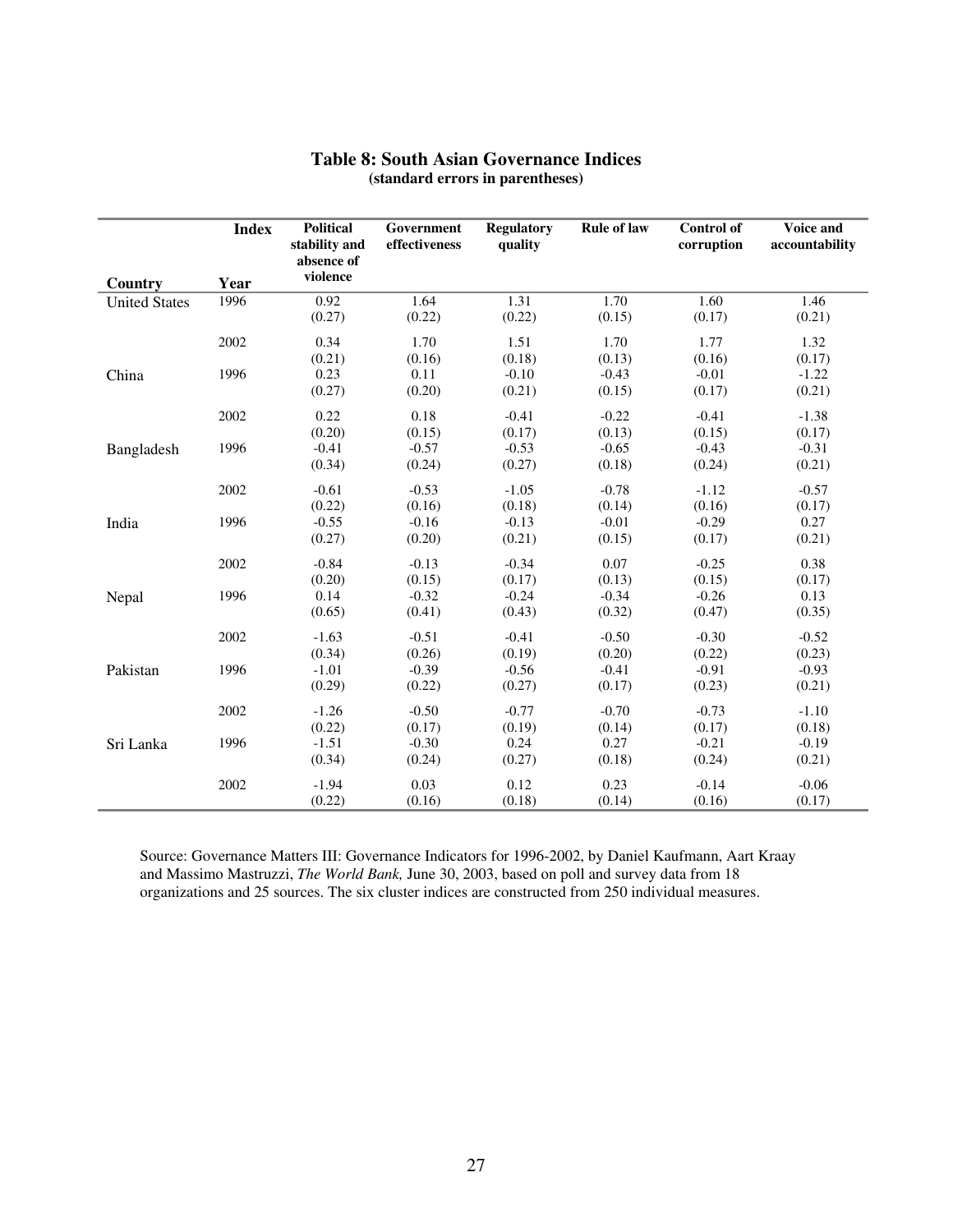**Table 8: South Asian Governance Indices**
**(standard errors in parentheses)**

| Country | Index Year | Political stability and absence of violence | Government effectiveness | Regulatory quality | Rule of law | Control of corruption | Voice and accountability |
|---|---|---|---|---|---|---|---|
| United States | 1996 | 0.92 | 1.64 | 1.31 | 1.70 | 1.60 | 1.46 |
| | | (0.27) | (0.22) | (0.22) | (0.15) | (0.17) | (0.21) |
| | 2002 | 0.34 | 1.70 | 1.51 | 1.70 | 1.77 | 1.32 |
| | | (0.21) | (0.16) | (0.18) | (0.13) | (0.16) | (0.17) |
| China | 1996 | 0.23 | 0.11 | -0.10 | -0.43 | -0.01 | -1.22 |
| | | (0.27) | (0.20) | (0.21) | (0.15) | (0.17) | (0.21) |
| | 2002 | 0.22 | 0.18 | -0.41 | -0.22 | -0.41 | -1.38 |
| | | (0.20) | (0.15) | (0.17) | (0.13) | (0.15) | (0.17) |
| Bangladesh | 1996 | -0.41 | -0.57 | -0.53 | -0.65 | -0.43 | -0.31 |
| | | (0.34) | (0.24) | (0.27) | (0.18) | (0.24) | (0.21) |
| | 2002 | -0.61 | -0.53 | -1.05 | -0.78 | -1.12 | -0.57 |
| | | (0.22) | (0.16) | (0.18) | (0.14) | (0.16) | (0.17) |
| India | 1996 | -0.55 | -0.16 | -0.13 | -0.01 | -0.29 | 0.27 |
| | | (0.27) | (0.20) | (0.21) | (0.15) | (0.17) | (0.21) |
| | 2002 | -0.84 | -0.13 | -0.34 | 0.07 | -0.25 | 0.38 |
| | | (0.20) | (0.15) | (0.17) | (0.13) | (0.15) | (0.17) |
| Nepal | 1996 | 0.14 | -0.32 | -0.24 | -0.34 | -0.26 | 0.13 |
| | | (0.65) | (0.41) | (0.43) | (0.32) | (0.47) | (0.35) |
| | 2002 | -1.63 | -0.51 | -0.41 | -0.50 | -0.30 | -0.52 |
| | | (0.34) | (0.26) | (0.19) | (0.20) | (0.22) | (0.23) |
| Pakistan | 1996 | -1.01 | -0.39 | -0.56 | -0.41 | -0.91 | -0.93 |
| | | (0.29) | (0.22) | (0.27) | (0.17) | (0.23) | (0.21) |
| | 2002 | -1.26 | -0.50 | -0.77 | -0.70 | -0.73 | -1.10 |
| | | (0.22) | (0.17) | (0.19) | (0.14) | (0.17) | (0.18) |
| Sri Lanka | 1996 | -1.51 | -0.30 | 0.24 | 0.27 | -0.21 | -0.19 |
| | | (0.34) | (0.24) | (0.27) | (0.18) | (0.24) | (0.21) |
| | 2002 | -1.94 | 0.03 | 0.12 | 0.23 | -0.14 | -0.06 |
| | | (0.22) | (0.16) | (0.18) | (0.14) | (0.16) | (0.17) |

Source: Governance Matters III: Governance Indicators for 1996-2002, by Daniel Kaufmann, Aart Kraay and Massimo Mastruzzi, *The World Bank,* June 30, 2003, based on poll and survey data from 18 organizations and 25 sources. The six cluster indices are constructed from 250 individual measures.